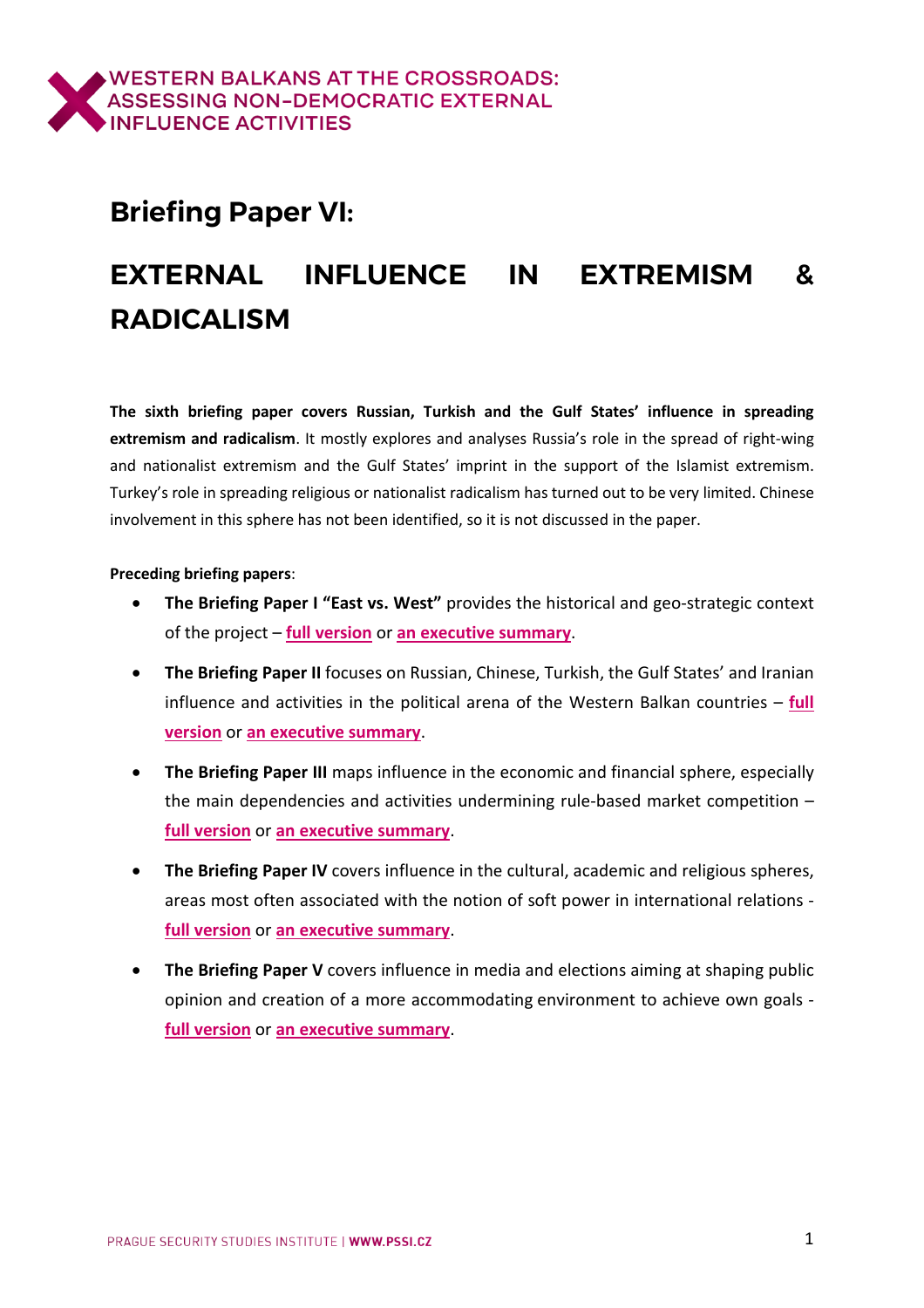WESTERN BALKANS AT THE CROSSROADS: ASSESSING NON-DEMOCRATIC EXTERNAL INFLUENCE ACTIVITIES

# Briefing Paper VI:

# EXTERNAL INFLUENCE IN EXTREMISM & RADICALISM

**The sixth briefing paper covers Russian, Turkish and the Gulf States' influence in spreading extremism and radicalism**. It mostly explores and analyses Russia's role in the spread of right-wing and nationalist extremism and the Gulf States' imprint in the support of the Islamist extremism. Turkey's role in spreading religious or nationalist radicalism has turned out to be very limited. Chinese involvement in this sphere has not been identified, so it is not discussed in the paper.

**Preceding briefing papers**:

- **The Briefing Paper I "East vs. West"** provides the historical and geo-strategic context of the project – **full version** or **an executive summary**.
- **The Briefing Paper II** focuses on Russian, Chinese, Turkish, the Gulf States' and Iranian influence and activities in the political arena of the Western Balkan countries – **full version** or **an executive summary**.
- **The Briefing Paper III** maps influence in the economic and financial sphere, especially the main dependencies and activities undermining rule-based market competition – **full version** or **an executive summary**.
- **The Briefing Paper IV** covers influence in the cultural, academic and religious spheres, areas most often associated with the notion of soft power in international relations - **full version** or **an executive summary**.
- **The Briefing Paper V** covers influence in media and elections aiming at shaping public opinion and creation of a more accommodating environment to achieve own goals - **full version** or **an executive summary**.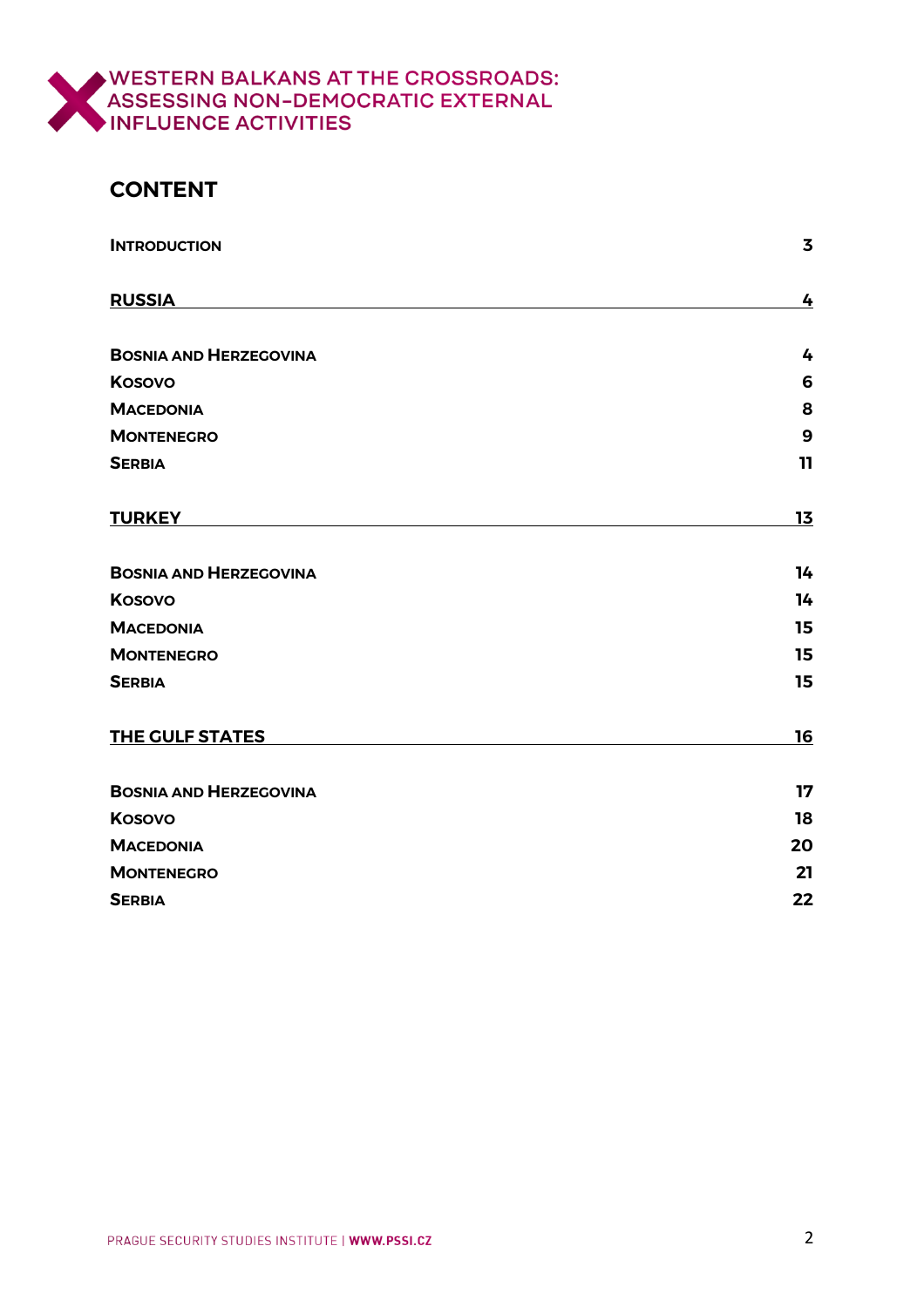## CONTENT

| | |
|---|---|
| **Introduction** | **3** |
| **RUSSIA** | **4** |
| **Bosnia and Herzegovina** | **4** |
| **Kosovo** | **6** |
| **Macedonia** | **8** |
| **Montenegro** | **9** |
| **Serbia** | **11** |
| **TURKEY** | **13** |
| **Bosnia and Herzegovina** | **14** |
| **Kosovo** | **14** |
| **Macedonia** | **15** |
| **Montenegro** | **15** |
| **Serbia** | **15** |
| **THE GULF STATES** | **16** |
| **Bosnia and Herzegovina** | **17** |
| **Kosovo** | **18** |
| **Macedonia** | **20** |
| **Montenegro** | **21** |
| **Serbia** | **22** |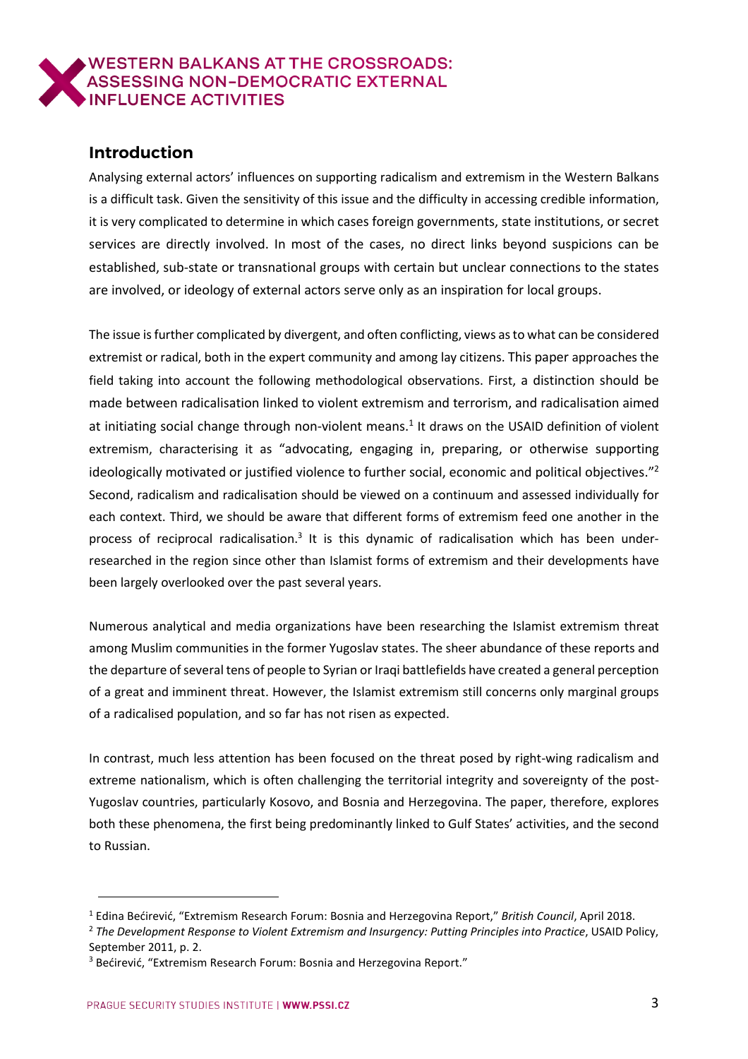## Introduction

Analysing external actors' influences on supporting radicalism and extremism in the Western Balkans is a difficult task. Given the sensitivity of this issue and the difficulty in accessing credible information, it is very complicated to determine in which cases foreign governments, state institutions, or secret services are directly involved. In most of the cases, no direct links beyond suspicions can be established, sub-state or transnational groups with certain but unclear connections to the states are involved, or ideology of external actors serve only as an inspiration for local groups.

The issue is further complicated by divergent, and often conflicting, views as to what can be considered extremist or radical, both in the expert community and among lay citizens. This paper approaches the field taking into account the following methodological observations. First, a distinction should be made between radicalisation linked to violent extremism and terrorism, and radicalisation aimed at initiating social change through non-violent means.[1] It draws on the USAID definition of violent extremism, characterising it as "advocating, engaging in, preparing, or otherwise supporting ideologically motivated or justified violence to further social, economic and political objectives."[2] Second, radicalism and radicalisation should be viewed on a continuum and assessed individually for each context. Third, we should be aware that different forms of extremism feed one another in the process of reciprocal radicalisation.[3] It is this dynamic of radicalisation which has been under-researched in the region since other than Islamist forms of extremism and their developments have been largely overlooked over the past several years.

Numerous analytical and media organizations have been researching the Islamist extremism threat among Muslim communities in the former Yugoslav states. The sheer abundance of these reports and the departure of several tens of people to Syrian or Iraqi battlefields have created a general perception of a great and imminent threat. However, the Islamist extremism still concerns only marginal groups of a radicalised population, and so far has not risen as expected.

In contrast, much less attention has been focused on the threat posed by right-wing radicalism and extreme nationalism, which is often challenging the territorial integrity and sovereignty of the post-Yugoslav countries, particularly Kosovo, and Bosnia and Herzegovina. The paper, therefore, explores both these phenomena, the first being predominantly linked to Gulf States' activities, and the second to Russian.

---

[1] Edina Bećirević, "Extremism Research Forum: Bosnia and Herzegovina Report," *British Council*, April 2018.

[2] *The Development Response to Violent Extremism and Insurgency: Putting Principles into Practice*, USAID Policy, September 2011, p. 2.

[3] Bećirević, "Extremism Research Forum: Bosnia and Herzegovina Report."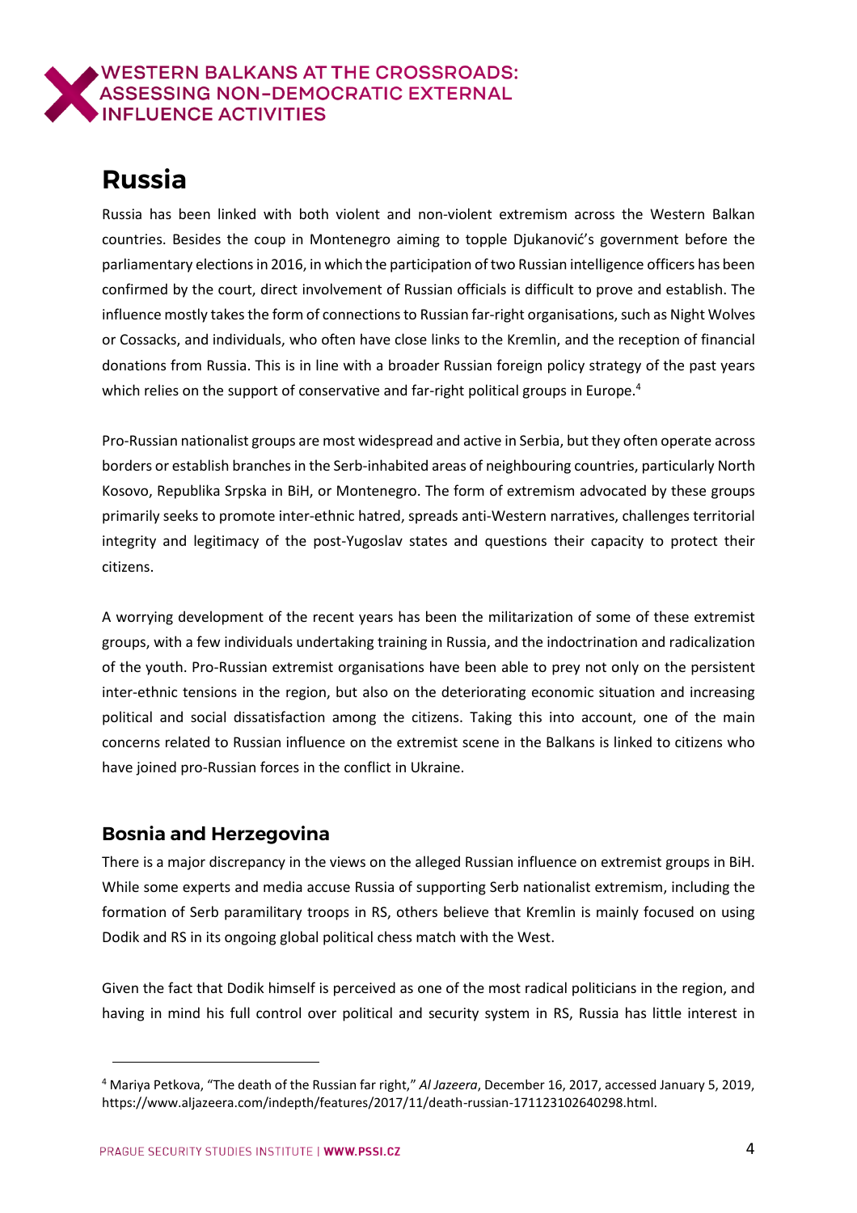# Russia

Russia has been linked with both violent and non-violent extremism across the Western Balkan countries. Besides the coup in Montenegro aiming to topple Djukanović's government before the parliamentary elections in 2016, in which the participation of two Russian intelligence officers has been confirmed by the court, direct involvement of Russian officials is difficult to prove and establish. The influence mostly takes the form of connections to Russian far-right organisations, such as Night Wolves or Cossacks, and individuals, who often have close links to the Kremlin, and the reception of financial donations from Russia. This is in line with a broader Russian foreign policy strategy of the past years which relies on the support of conservative and far-right political groups in Europe.[4]

Pro-Russian nationalist groups are most widespread and active in Serbia, but they often operate across borders or establish branches in the Serb-inhabited areas of neighbouring countries, particularly North Kosovo, Republika Srpska in BiH, or Montenegro. The form of extremism advocated by these groups primarily seeks to promote inter-ethnic hatred, spreads anti-Western narratives, challenges territorial integrity and legitimacy of the post-Yugoslav states and questions their capacity to protect their citizens.

A worrying development of the recent years has been the militarization of some of these extremist groups, with a few individuals undertaking training in Russia, and the indoctrination and radicalization of the youth. Pro-Russian extremist organisations have been able to prey not only on the persistent inter-ethnic tensions in the region, but also on the deteriorating economic situation and increasing political and social dissatisfaction among the citizens. Taking this into account, one of the main concerns related to Russian influence on the extremist scene in the Balkans is linked to citizens who have joined pro-Russian forces in the conflict in Ukraine.

## Bosnia and Herzegovina

There is a major discrepancy in the views on the alleged Russian influence on extremist groups in BiH. While some experts and media accuse Russia of supporting Serb nationalist extremism, including the formation of Serb paramilitary troops in RS, others believe that Kremlin is mainly focused on using Dodik and RS in its ongoing global political chess match with the West.

Given the fact that Dodik himself is perceived as one of the most radical politicians in the region, and having in mind his full control over political and security system in RS, Russia has little interest in

[4] Mariya Petkova, "The death of the Russian far right," *Al Jazeera*, December 16, 2017, accessed January 5, 2019, https://www.aljazeera.com/indepth/features/2017/11/death-russian-171123102640298.html.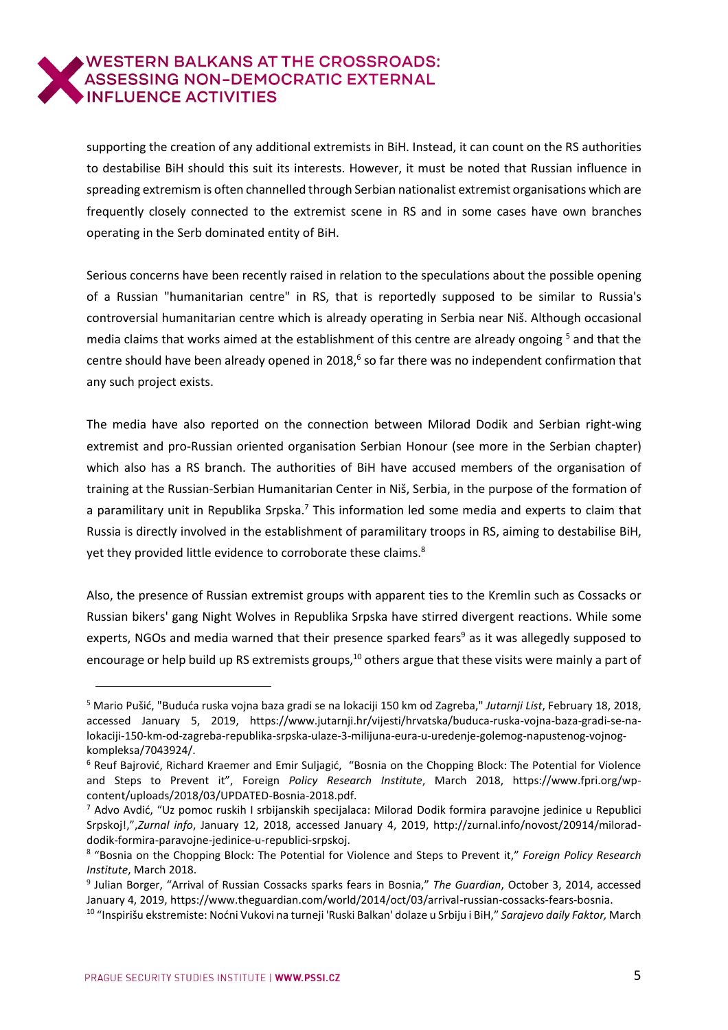supporting the creation of any additional extremists in BiH. Instead, it can count on the RS authorities to destabilise BiH should this suit its interests. However, it must be noted that Russian influence in spreading extremism is often channelled through Serbian nationalist extremist organisations which are frequently closely connected to the extremist scene in RS and in some cases have own branches operating in the Serb dominated entity of BiH.

Serious concerns have been recently raised in relation to the speculations about the possible opening of a Russian "humanitarian centre" in RS, that is reportedly supposed to be similar to Russia's controversial humanitarian centre which is already operating in Serbia near Niš. Although occasional media claims that works aimed at the establishment of this centre are already ongoing [5] and that the centre should have been already opened in 2018,[6] so far there was no independent confirmation that any such project exists.

The media have also reported on the connection between Milorad Dodik and Serbian right-wing extremist and pro-Russian oriented organisation Serbian Honour (see more in the Serbian chapter) which also has a RS branch. The authorities of BiH have accused members of the organisation of training at the Russian-Serbian Humanitarian Center in Niš, Serbia, in the purpose of the formation of a paramilitary unit in Republika Srpska.[7] This information led some media and experts to claim that Russia is directly involved in the establishment of paramilitary troops in RS, aiming to destabilise BiH, yet they provided little evidence to corroborate these claims.[8]

Also, the presence of Russian extremist groups with apparent ties to the Kremlin such as Cossacks or Russian bikers' gang Night Wolves in Republika Srpska have stirred divergent reactions. While some experts, NGOs and media warned that their presence sparked fears[9] as it was allegedly supposed to encourage or help build up RS extremists groups,[10] others argue that these visits were mainly a part of

---

[5] Mario Pušić, "Buduća ruska vojna baza gradi se na lokaciji 150 km od Zagreba," *Jutarnji List*, February 18, 2018, accessed January 5, 2019, https://www.jutarnji.hr/vijesti/hrvatska/buduca-ruska-vojna-baza-gradi-se-na-lokaciji-150-km-od-zagreba-republika-srpska-ulaze-3-milijuna-eura-u-uredenje-golemog-napustenog-vojnog-kompleksa/7043924/.

[6] Reuf Bajrović, Richard Kraemer and Emir Suljagić, "Bosnia on the Chopping Block: The Potential for Violence and Steps to Prevent it", Foreign *Policy Research Institute*, March 2018, https://www.fpri.org/wp-content/uploads/2018/03/UPDATED-Bosnia-2018.pdf.

[7] Advo Avdić, "Uz pomoc ruskih I srbijanskih specijalaca: Milorad Dodik formira paravojne jedinice u Republici Srpskoj!,",*Zurnal info*, January 12, 2018, accessed January 4, 2019, http://zurnal.info/novost/20914/milorad-dodik-formira-paravojne-jedinice-u-republici-srpskoj.

[8] "Bosnia on the Chopping Block: The Potential for Violence and Steps to Prevent it," *Foreign Policy Research Institute*, March 2018.

[9] Julian Borger, "Arrival of Russian Cossacks sparks fears in Bosnia," *The Guardian*, October 3, 2014, accessed January 4, 2019, https://www.theguardian.com/world/2014/oct/03/arrival-russian-cossacks-fears-bosnia.

[10] "Inspirišu ekstremiste: Noćni Vukovi na turneji 'Ruski Balkan' dolaze u Srbiju i BiH," *Sarajevo daily Faktor,* March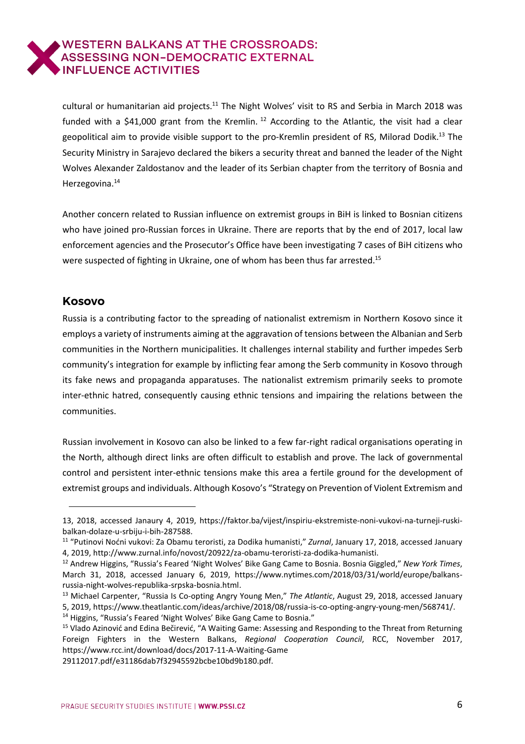cultural or humanitarian aid projects.[11] The Night Wolves' visit to RS and Serbia in March 2018 was funded with a $41,000 grant from the Kremlin. [12] According to the Atlantic, the visit had a clear geopolitical aim to provide visible support to the pro-Kremlin president of RS, Milorad Dodik.[13] The Security Ministry in Sarajevo declared the bikers a security threat and banned the leader of the Night Wolves Alexander Zaldostanov and the leader of its Serbian chapter from the territory of Bosnia and Herzegovina.[14]

Another concern related to Russian influence on extremist groups in BiH is linked to Bosnian citizens who have joined pro-Russian forces in Ukraine. There are reports that by the end of 2017, local law enforcement agencies and the Prosecutor's Office have been investigating 7 cases of BiH citizens who were suspected of fighting in Ukraine, one of whom has been thus far arrested.[15]

## Kosovo

Russia is a contributing factor to the spreading of nationalist extremism in Northern Kosovo since it employs a variety of instruments aiming at the aggravation of tensions between the Albanian and Serb communities in the Northern municipalities. It challenges internal stability and further impedes Serb community's integration for example by inflicting fear among the Serb community in Kosovo through its fake news and propaganda apparatuses. The nationalist extremism primarily seeks to promote inter-ethnic hatred, consequently causing ethnic tensions and impairing the relations between the communities.

Russian involvement in Kosovo can also be linked to a few far-right radical organisations operating in the North, although direct links are often difficult to establish and prove. The lack of governmental control and persistent inter-ethnic tensions make this area a fertile ground for the development of extremist groups and individuals. Although Kosovo's "Strategy on Prevention of Violent Extremism and

---

13, 2018, accessed Janaury 4, 2019, https://faktor.ba/vijest/inspiriu-ekstremiste-noni-vukovi-na-turneji-ruski-balkan-dolaze-u-srbiju-i-bih-287588.

[11] "Putinovi Noćni vukovi: Za Obamu teroristi, za Dodika humanisti," *Zurnal*, January 17, 2018, accessed January 4, 2019, http://www.zurnal.info/novost/20922/za-obamu-teroristi-za-dodika-humanisti.

[12] Andrew Higgins, "Russia's Feared 'Night Wolves' Bike Gang Came to Bosnia. Bosnia Giggled," *New York Times*, March 31, 2018, accessed January 6, 2019, https://www.nytimes.com/2018/03/31/world/europe/balkans-russia-night-wolves-republika-srpska-bosnia.html.

[13] Michael Carpenter, "Russia Is Co-opting Angry Young Men," *The Atlantic*, August 29, 2018, accessed January 5, 2019, https://www.theatlantic.com/ideas/archive/2018/08/russia-is-co-opting-angry-young-men/568741/.

[14] Higgins, "Russia's Feared 'Night Wolves' Bike Gang Came to Bosnia."

[15] Vlado Azinović and Edina Bečirević, "A Waiting Game: Assessing and Responding to the Threat from Returning Foreign Fighters in the Western Balkans, *Regional Cooperation Council*, RCC, November 2017, https://www.rcc.int/download/docs/2017-11-A-Waiting-Game 29112017.pdf/e31186dab7f32945592bcbe10bd9b180.pdf.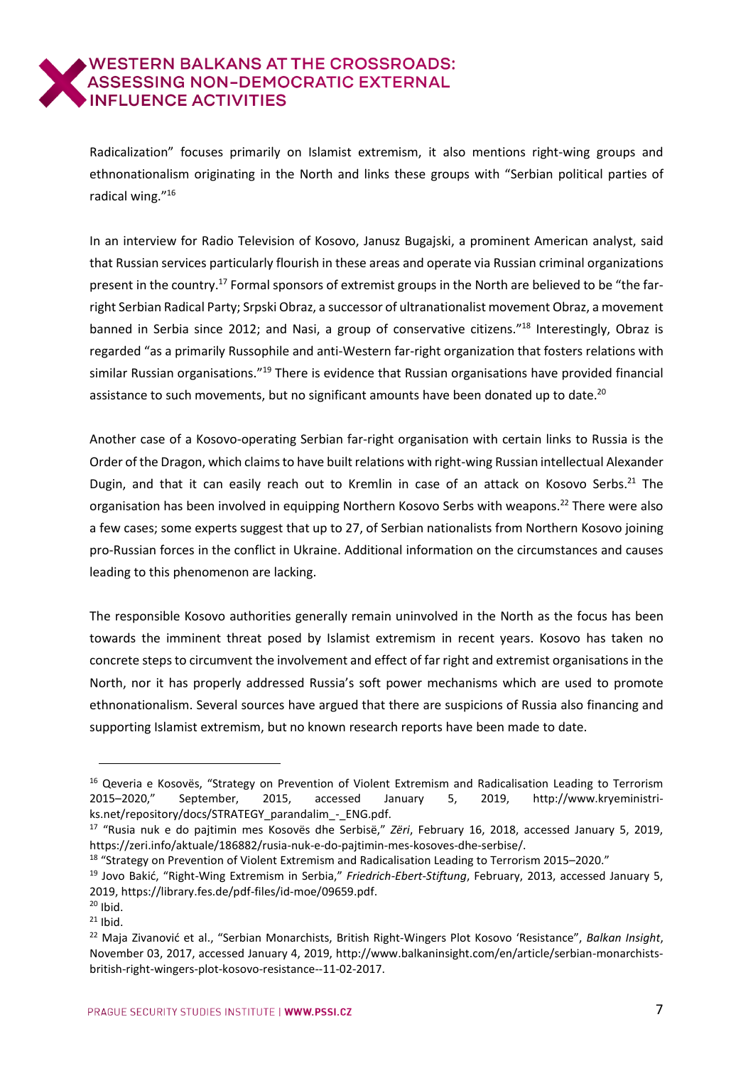Radicalization" focuses primarily on Islamist extremism, it also mentions right-wing groups and ethnonationalism originating in the North and links these groups with "Serbian political parties of radical wing."[16]

In an interview for Radio Television of Kosovo, Janusz Bugajski, a prominent American analyst, said that Russian services particularly flourish in these areas and operate via Russian criminal organizations present in the country.[17] Formal sponsors of extremist groups in the North are believed to be "the far-right Serbian Radical Party; Srpski Obraz, a successor of ultranationalist movement Obraz, a movement banned in Serbia since 2012; and Nasi, a group of conservative citizens."[18] Interestingly, Obraz is regarded "as a primarily Russophile and anti-Western far-right organization that fosters relations with similar Russian organisations."[19] There is evidence that Russian organisations have provided financial assistance to such movements, but no significant amounts have been donated up to date.[20]

Another case of a Kosovo-operating Serbian far-right organisation with certain links to Russia is the Order of the Dragon, which claims to have built relations with right-wing Russian intellectual Alexander Dugin, and that it can easily reach out to Kremlin in case of an attack on Kosovo Serbs.[21] The organisation has been involved in equipping Northern Kosovo Serbs with weapons.[22] There were also a few cases; some experts suggest that up to 27, of Serbian nationalists from Northern Kosovo joining pro-Russian forces in the conflict in Ukraine. Additional information on the circumstances and causes leading to this phenomenon are lacking.

The responsible Kosovo authorities generally remain uninvolved in the North as the focus has been towards the imminent threat posed by Islamist extremism in recent years. Kosovo has taken no concrete steps to circumvent the involvement and effect of far right and extremist organisations in the North, nor it has properly addressed Russia's soft power mechanisms which are used to promote ethnonationalism. Several sources have argued that there are suspicions of Russia also financing and supporting Islamist extremism, but no known research reports have been made to date.

---

[16] Qeveria e Kosovës, "Strategy on Prevention of Violent Extremism and Radicalisation Leading to Terrorism 2015–2020," September, 2015, accessed January 5, 2019, http://www.kryeministri-ks.net/repository/docs/STRATEGY_parandalim_-_ENG.pdf.

[17] "Rusia nuk e do pajtimin mes Kosovës dhe Serbisë," *Zëri*, February 16, 2018, accessed January 5, 2019, https://zeri.info/aktuale/186882/rusia-nuk-e-do-pajtimin-mes-kosoves-dhe-serbise/.

[18] "Strategy on Prevention of Violent Extremism and Radicalisation Leading to Terrorism 2015–2020."

[19] Jovo Bakić, "Right-Wing Extremism in Serbia," *Friedrich-Ebert-Stiftung*, February, 2013, accessed January 5, 2019, https://library.fes.de/pdf-files/id-moe/09659.pdf.

[20] Ibid.

[21] Ibid.

[22] Maja Zivanović et al., "Serbian Monarchists, British Right-Wingers Plot Kosovo 'Resistance'", *Balkan Insight*, November 03, 2017, accessed January 4, 2019, http://www.balkaninsight.com/en/article/serbian-monarchists-british-right-wingers-plot-kosovo-resistance--11-02-2017.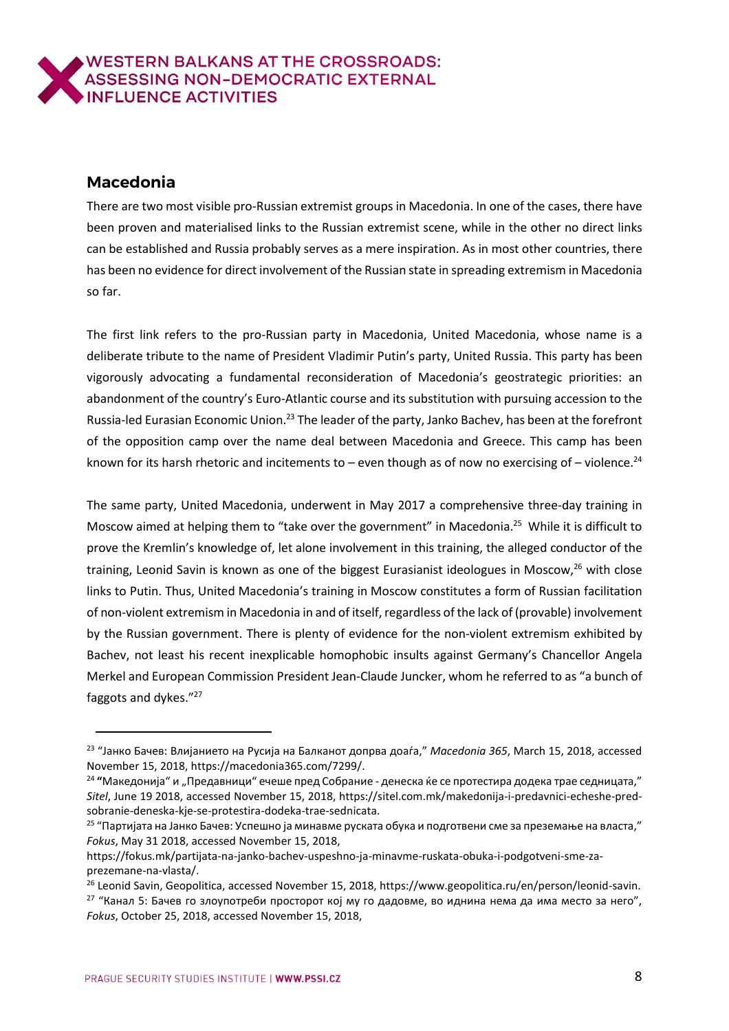## Macedonia

There are two most visible pro-Russian extremist groups in Macedonia. In one of the cases, there have been proven and materialised links to the Russian extremist scene, while in the other no direct links can be established and Russia probably serves as a mere inspiration. As in most other countries, there has been no evidence for direct involvement of the Russian state in spreading extremism in Macedonia so far.

The first link refers to the pro-Russian party in Macedonia, United Macedonia, whose name is a deliberate tribute to the name of President Vladimir Putin's party, United Russia. This party has been vigorously advocating a fundamental reconsideration of Macedonia's geostrategic priorities: an abandonment of the country's Euro-Atlantic course and its substitution with pursuing accession to the Russia-led Eurasian Economic Union.[23] The leader of the party, Janko Bachev, has been at the forefront of the opposition camp over the name deal between Macedonia and Greece. This camp has been known for its harsh rhetoric and incitements to – even though as of now no exercising of – violence.[24]

The same party, United Macedonia, underwent in May 2017 a comprehensive three-day training in Moscow aimed at helping them to "take over the government" in Macedonia.[25] While it is difficult to prove the Kremlin's knowledge of, let alone involvement in this training, the alleged conductor of the training, Leonid Savin is known as one of the biggest Eurasianist ideologues in Moscow,[26] with close links to Putin. Thus, United Macedonia's training in Moscow constitutes a form of Russian facilitation of non-violent extremism in Macedonia in and of itself, regardless of the lack of (provable) involvement by the Russian government. There is plenty of evidence for the non-violent extremism exhibited by Bachev, not least his recent inexplicable homophobic insults against Germany's Chancellor Angela Merkel and European Commission President Jean-Claude Juncker, whom he referred to as "a bunch of faggots and dykes."[27]

---

[23] "Јанко Бачев: Влијанието на Русија на Балканот допрва доаѓа," *Macedonia 365*, March 15, 2018, accessed November 15, 2018, https://macedonia365.com/7299/.

[24] **"**Македонија" и „Предавници" ечеше пред Собрание - денеска ќе се протестира додека трае седницата," *Sitel*, June 19 2018, accessed November 15, 2018, https://sitel.com.mk/makedonija-i-predavnici-echeshe-pred-sobranie-deneska-kje-se-protestira-dodeka-trae-sednicata.

[25] "Партијата на Јанко Бачев: Успешно ја минавме руската обука и подготвени сме за преземање на власта," *Fokus*, May 31 2018, accessed November 15, 2018, https://fokus.mk/partijata-na-janko-bachev-uspeshno-ja-minavme-ruskata-obuka-i-podgotveni-sme-za-prezemane-na-vlasta/.

[26] Leonid Savin, Geopolitica, accessed November 15, 2018, https://www.geopolitica.ru/en/person/leonid-savin.

[27] "Канал 5: Бачев го злоупотреби просторот кој му го дадовме, во иднина нема да има место за него", *Fokus*, October 25, 2018, accessed November 15, 2018,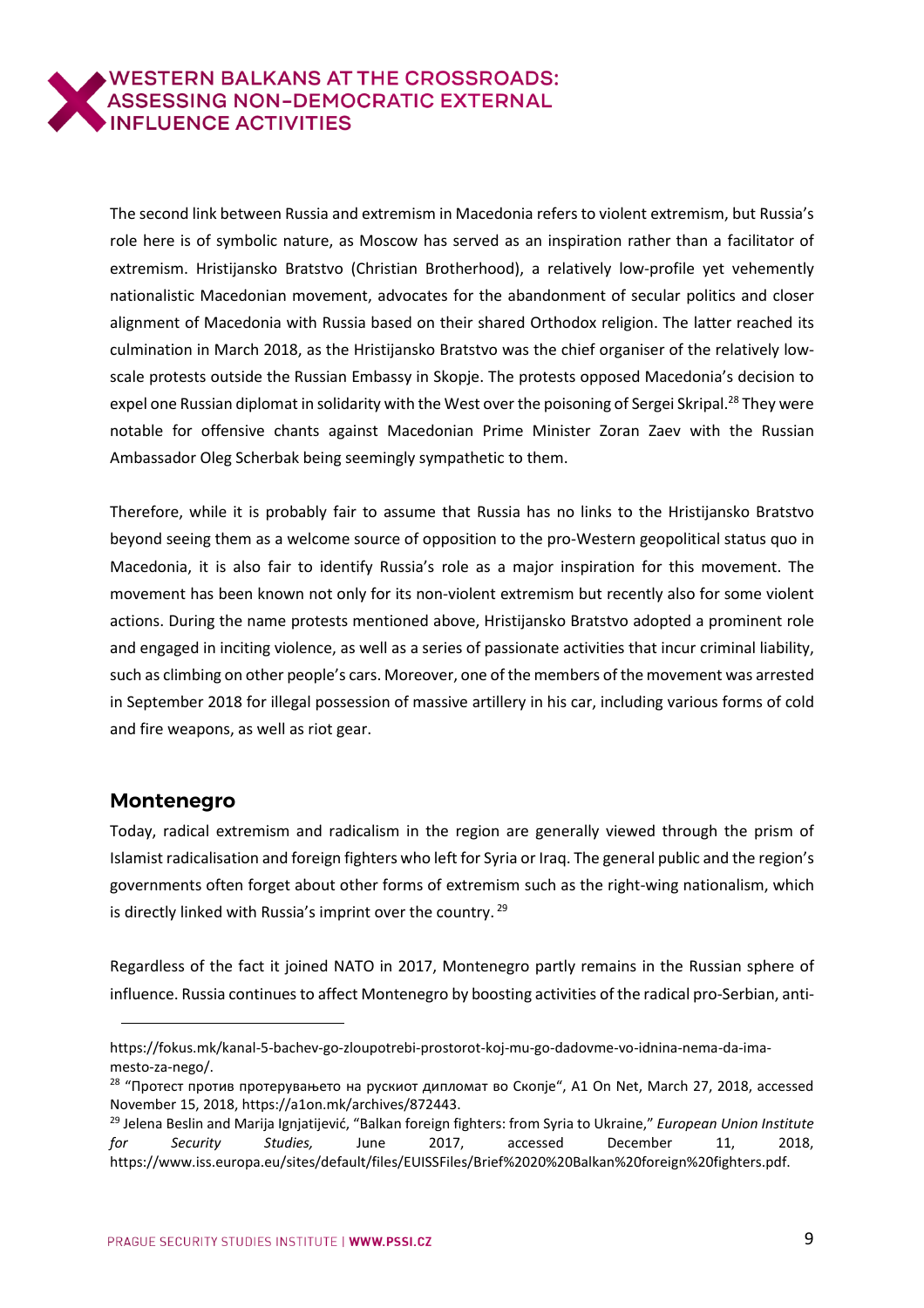The second link between Russia and extremism in Macedonia refers to violent extremism, but Russia's role here is of symbolic nature, as Moscow has served as an inspiration rather than a facilitator of extremism. Hristijansko Bratstvo (Christian Brotherhood), a relatively low-profile yet vehemently nationalistic Macedonian movement, advocates for the abandonment of secular politics and closer alignment of Macedonia with Russia based on their shared Orthodox religion. The latter reached its culmination in March 2018, as the Hristijansko Bratstvo was the chief organiser of the relatively low-scale protests outside the Russian Embassy in Skopje. The protests opposed Macedonia's decision to expel one Russian diplomat in solidarity with the West over the poisoning of Sergei Skripal.[28] They were notable for offensive chants against Macedonian Prime Minister Zoran Zaev with the Russian Ambassador Oleg Scherbak being seemingly sympathetic to them.

Therefore, while it is probably fair to assume that Russia has no links to the Hristijansko Bratstvo beyond seeing them as a welcome source of opposition to the pro-Western geopolitical status quo in Macedonia, it is also fair to identify Russia's role as a major inspiration for this movement. The movement has been known not only for its non-violent extremism but recently also for some violent actions. During the name protests mentioned above, Hristijansko Bratstvo adopted a prominent role and engaged in inciting violence, as well as a series of passionate activities that incur criminal liability, such as climbing on other people's cars. Moreover, one of the members of the movement was arrested in September 2018 for illegal possession of massive artillery in his car, including various forms of cold and fire weapons, as well as riot gear.

## Montenegro

Today, radical extremism and radicalism in the region are generally viewed through the prism of Islamist radicalisation and foreign fighters who left for Syria or Iraq. The general public and the region's governments often forget about other forms of extremism such as the right-wing nationalism, which is directly linked with Russia's imprint over the country.[29]

Regardless of the fact it joined NATO in 2017, Montenegro partly remains in the Russian sphere of influence. Russia continues to affect Montenegro by boosting activities of the radical pro-Serbian, anti-

---

https://fokus.mk/kanal-5-bachev-go-zloupotrebi-prostorot-koj-mu-go-dadovme-vo-idnina-nema-da-ima-mesto-za-nego/.

[28] "Протест против протерувањето на рускиот дипломат во Скопје", A1 On Net, March 27, 2018, accessed November 15, 2018, https://a1on.mk/archives/872443.

[29] Jelena Beslin and Marija Ignjatijević, "Balkan foreign fighters: from Syria to Ukraine," *European Union Institute for Security Studies,* June 2017, accessed December 11, 2018, https://www.iss.europa.eu/sites/default/files/EUISSFiles/Brief%2020%20Balkan%20foreign%20fighters.pdf.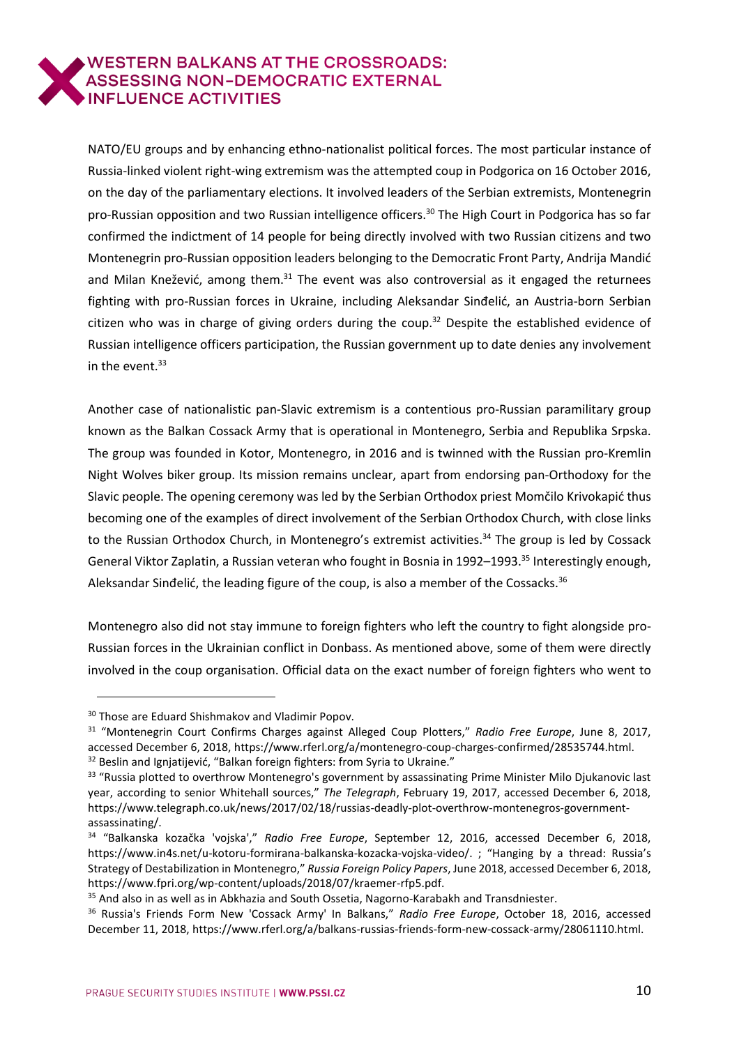NATO/EU groups and by enhancing ethno-nationalist political forces. The most particular instance of Russia-linked violent right-wing extremism was the attempted coup in Podgorica on 16 October 2016, on the day of the parliamentary elections. It involved leaders of the Serbian extremists, Montenegrin pro-Russian opposition and two Russian intelligence officers.[30] The High Court in Podgorica has so far confirmed the indictment of 14 people for being directly involved with two Russian citizens and two Montenegrin pro-Russian opposition leaders belonging to the Democratic Front Party, Andrija Mandić and Milan Knežević, among them.[31] The event was also controversial as it engaged the returnees fighting with pro-Russian forces in Ukraine, including Aleksandar Sinđelić, an Austria-born Serbian citizen who was in charge of giving orders during the coup.[32] Despite the established evidence of Russian intelligence officers participation, the Russian government up to date denies any involvement in the event.[33]

Another case of nationalistic pan-Slavic extremism is a contentious pro-Russian paramilitary group known as the Balkan Cossack Army that is operational in Montenegro, Serbia and Republika Srpska. The group was founded in Kotor, Montenegro, in 2016 and is twinned with the Russian pro-Kremlin Night Wolves biker group. Its mission remains unclear, apart from endorsing pan-Orthodoxy for the Slavic people. The opening ceremony was led by the Serbian Orthodox priest Momčilo Krivokapić thus becoming one of the examples of direct involvement of the Serbian Orthodox Church, with close links to the Russian Orthodox Church, in Montenegro's extremist activities.[34] The group is led by Cossack General Viktor Zaplatin, a Russian veteran who fought in Bosnia in 1992–1993.[35] Interestingly enough, Aleksandar Sinđelić, the leading figure of the coup, is also a member of the Cossacks.[36]

Montenegro also did not stay immune to foreign fighters who left the country to fight alongside pro-Russian forces in the Ukrainian conflict in Donbass. As mentioned above, some of them were directly involved in the coup organisation. Official data on the exact number of foreign fighters who went to

---

[30] Those are Eduard Shishmakov and Vladimir Popov.

[31] "Montenegrin Court Confirms Charges against Alleged Coup Plotters," *Radio Free Europe*, June 8, 2017, accessed December 6, 2018, https://www.rferl.org/a/montenegro-coup-charges-confirmed/28535744.html.

[32] Beslin and Ignjatijević, "Balkan foreign fighters: from Syria to Ukraine."

[33] "Russia plotted to overthrow Montenegro's government by assassinating Prime Minister Milo Djukanovic last year, according to senior Whitehall sources," *The Telegraph*, February 19, 2017, accessed December 6, 2018, https://www.telegraph.co.uk/news/2017/02/18/russias-deadly-plot-overthrow-montenegros-government-assassinating/.

[34] "Balkanska kozačka 'vojska'," *Radio Free Europe*, September 12, 2016, accessed December 6, 2018, https://www.in4s.net/u-kotoru-formirana-balkanska-kozacka-vojska-video/. ; "Hanging by a thread: Russia's Strategy of Destabilization in Montenegro," *Russia Foreign Policy Papers*, June 2018, accessed December 6, 2018, https://www.fpri.org/wp-content/uploads/2018/07/kraemer-rfp5.pdf.

[35] And also in as well as in Abkhazia and South Ossetia, Nagorno-Karabakh and Transdniester.

[36] Russia's Friends Form New 'Cossack Army' In Balkans," *Radio Free Europe*, October 18, 2016, accessed December 11, 2018, https://www.rferl.org/a/balkans-russias-friends-form-new-cossack-army/28061110.html.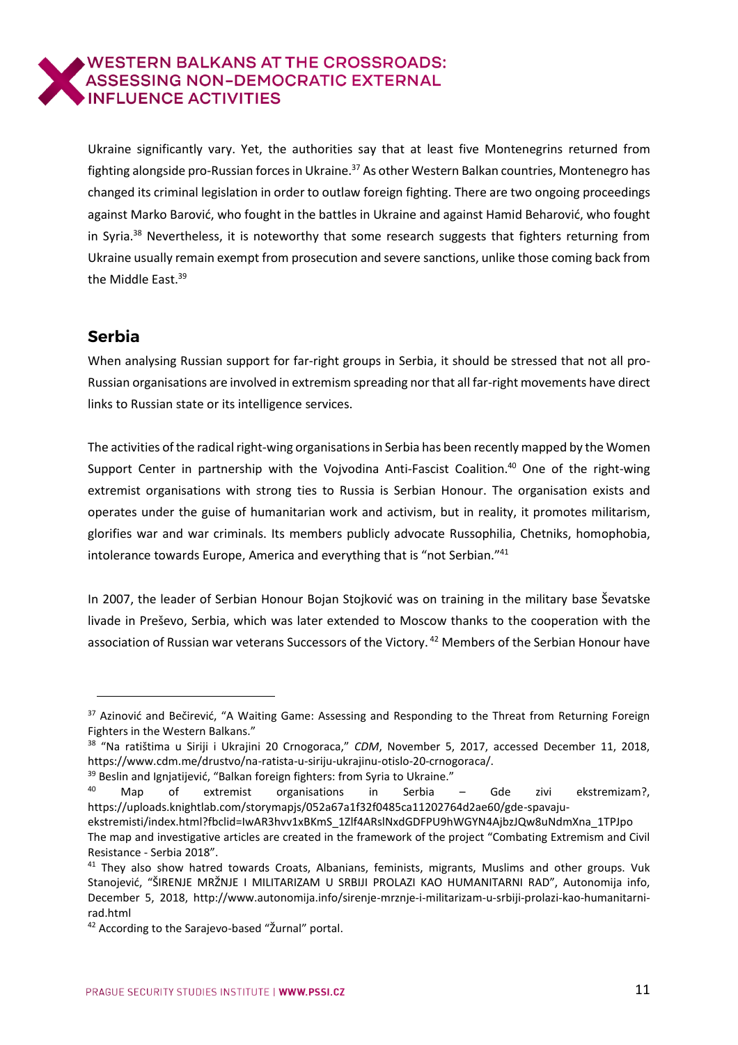Ukraine significantly vary. Yet, the authorities say that at least five Montenegrins returned from fighting alongside pro-Russian forces in Ukraine.[37] As other Western Balkan countries, Montenegro has changed its criminal legislation in order to outlaw foreign fighting. There are two ongoing proceedings against Marko Barović, who fought in the battles in Ukraine and against Hamid Beharović, who fought in Syria.[38] Nevertheless, it is noteworthy that some research suggests that fighters returning from Ukraine usually remain exempt from prosecution and severe sanctions, unlike those coming back from the Middle East.[39]

## Serbia

When analysing Russian support for far-right groups in Serbia, it should be stressed that not all pro-Russian organisations are involved in extremism spreading nor that all far-right movements have direct links to Russian state or its intelligence services.

The activities of the radical right-wing organisations in Serbia has been recently mapped by the Women Support Center in partnership with the Vojvodina Anti-Fascist Coalition.[40] One of the right-wing extremist organisations with strong ties to Russia is Serbian Honour. The organisation exists and operates under the guise of humanitarian work and activism, but in reality, it promotes militarism, glorifies war and war criminals. Its members publicly advocate Russophilia, Chetniks, homophobia, intolerance towards Europe, America and everything that is "not Serbian."[41]

In 2007, the leader of Serbian Honour Bojan Stojković was on training in the military base Ševatske livade in Preševo, Serbia, which was later extended to Moscow thanks to the cooperation with the association of Russian war veterans Successors of the Victory.[42] Members of the Serbian Honour have

---

[37] Azinović and Bečirević, "A Waiting Game: Assessing and Responding to the Threat from Returning Foreign Fighters in the Western Balkans."

[38] "Na ratištima u Siriji i Ukrajini 20 Crnogoraca," *CDM*, November 5, 2017, accessed December 11, 2018, https://www.cdm.me/drustvo/na-ratista-u-siriju-ukrajinu-otislo-20-crnogoraca/.

[39] Beslin and Ignjatijević, "Balkan foreign fighters: from Syria to Ukraine."

[40] Map of extremist organisations in Serbia – Gde zivi ekstremizam?, https://uploads.knightlab.com/storymapjs/052a67a1f32f0485ca11202764d2ae60/gde-spavaju-ekstremisti/index.html?fbclid=IwAR3hvv1xBKmS_1Zlf4ARslNxdGDFPU9hWGYN4AjbzJQw8uNdmXna_1TPJpo The map and investigative articles are created in the framework of the project "Combating Extremism and Civil Resistance - Serbia 2018".

[41] They also show hatred towards Croats, Albanians, feminists, migrants, Muslims and other groups. Vuk Stanojević, "ŠIRENJE MRŽNJE I MILITARIZAM U SRBIJI PROLAZI KAO HUMANITARNI RAD", Autonomija info, December 5, 2018, http://www.autonomija.info/sirenje-mrznje-i-militarizam-u-srbiji-prolazi-kao-humanitarni-rad.html

[42] According to the Sarajevo-based "Žurnal" portal.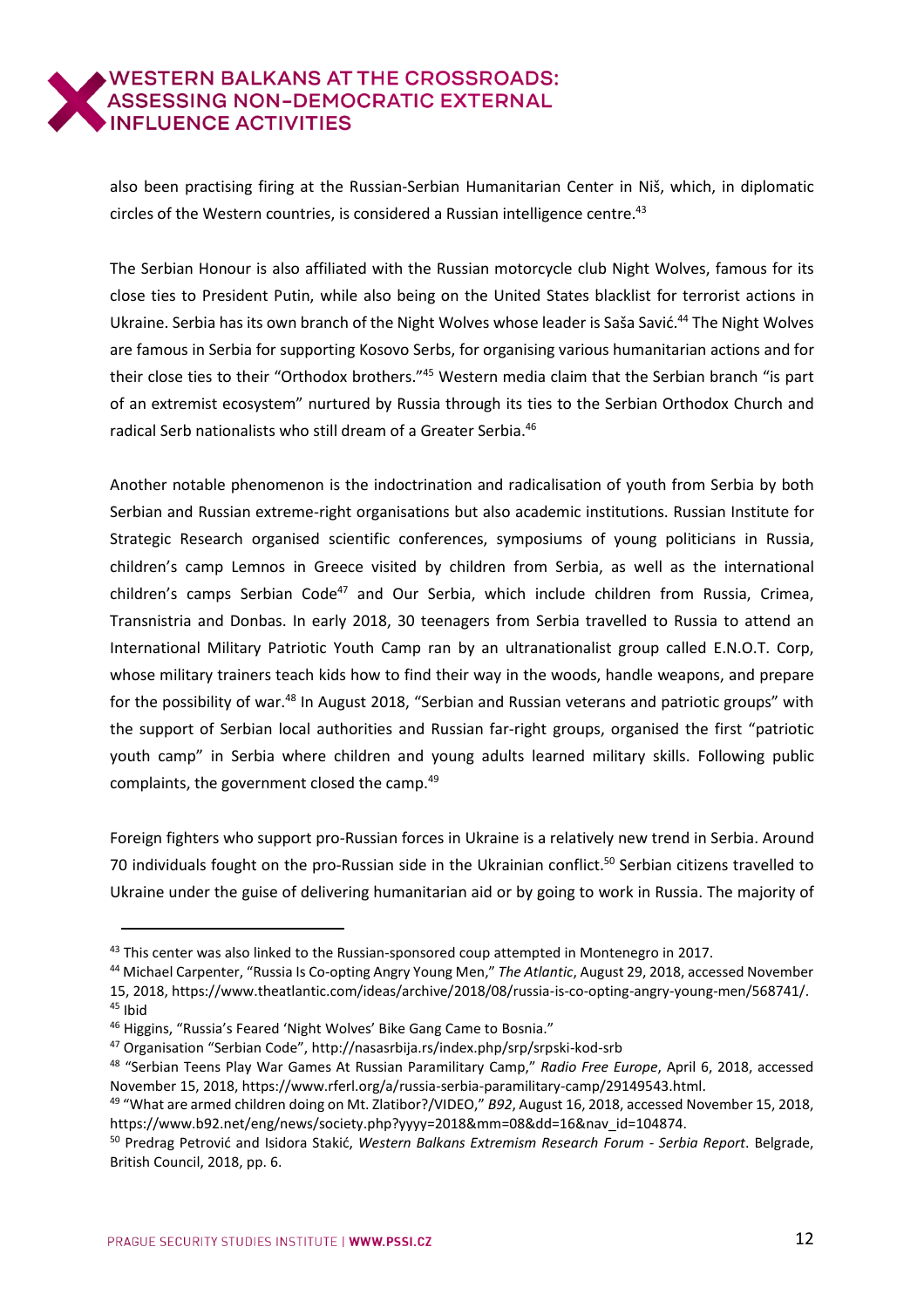also been practising firing at the Russian-Serbian Humanitarian Center in Niš, which, in diplomatic circles of the Western countries, is considered a Russian intelligence centre.[43]

The Serbian Honour is also affiliated with the Russian motorcycle club Night Wolves, famous for its close ties to President Putin, while also being on the United States blacklist for terrorist actions in Ukraine. Serbia has its own branch of the Night Wolves whose leader is Saša Savić.[44] The Night Wolves are famous in Serbia for supporting Kosovo Serbs, for organising various humanitarian actions and for their close ties to their "Orthodox brothers."[45] Western media claim that the Serbian branch "is part of an extremist ecosystem" nurtured by Russia through its ties to the Serbian Orthodox Church and radical Serb nationalists who still dream of a Greater Serbia.[46]

Another notable phenomenon is the indoctrination and radicalisation of youth from Serbia by both Serbian and Russian extreme-right organisations but also academic institutions. Russian Institute for Strategic Research organised scientific conferences, symposiums of young politicians in Russia, children's camp Lemnos in Greece visited by children from Serbia, as well as the international children's camps Serbian Code[47] and Our Serbia, which include children from Russia, Crimea, Transnistria and Donbas. In early 2018, 30 teenagers from Serbia travelled to Russia to attend an International Military Patriotic Youth Camp ran by an ultranationalist group called E.N.O.T. Corp, whose military trainers teach kids how to find their way in the woods, handle weapons, and prepare for the possibility of war.[48] In August 2018, "Serbian and Russian veterans and patriotic groups" with the support of Serbian local authorities and Russian far-right groups, organised the first "patriotic youth camp" in Serbia where children and young adults learned military skills. Following public complaints, the government closed the camp.[49]

Foreign fighters who support pro-Russian forces in Ukraine is a relatively new trend in Serbia. Around 70 individuals fought on the pro-Russian side in the Ukrainian conflict.[50] Serbian citizens travelled to Ukraine under the guise of delivering humanitarian aid or by going to work in Russia. The majority of

---

[43] This center was also linked to the Russian-sponsored coup attempted in Montenegro in 2017.

[44] Michael Carpenter, "Russia Is Co-opting Angry Young Men," *The Atlantic*, August 29, 2018, accessed November 15, 2018, https://www.theatlantic.com/ideas/archive/2018/08/russia-is-co-opting-angry-young-men/568741/.

[45] Ibid

[46] Higgins, "Russia's Feared 'Night Wolves' Bike Gang Came to Bosnia."

[47] Organisation "Serbian Code", http://nasasrbija.rs/index.php/srp/srpski-kod-srb

[48] "Serbian Teens Play War Games At Russian Paramilitary Camp," *Radio Free Europe*, April 6, 2018, accessed November 15, 2018, https://www.rferl.org/a/russia-serbia-paramilitary-camp/29149543.html.

[49] "What are armed children doing on Mt. Zlatibor?/VIDEO," *B92*, August 16, 2018, accessed November 15, 2018, https://www.b92.net/eng/news/society.php?yyyy=2018&mm=08&dd=16&nav_id=104874.

[50] Predrag Petrović and Isidora Stakić, *Western Balkans Extremism Research Forum - Serbia Report*. Belgrade, British Council, 2018, pp. 6.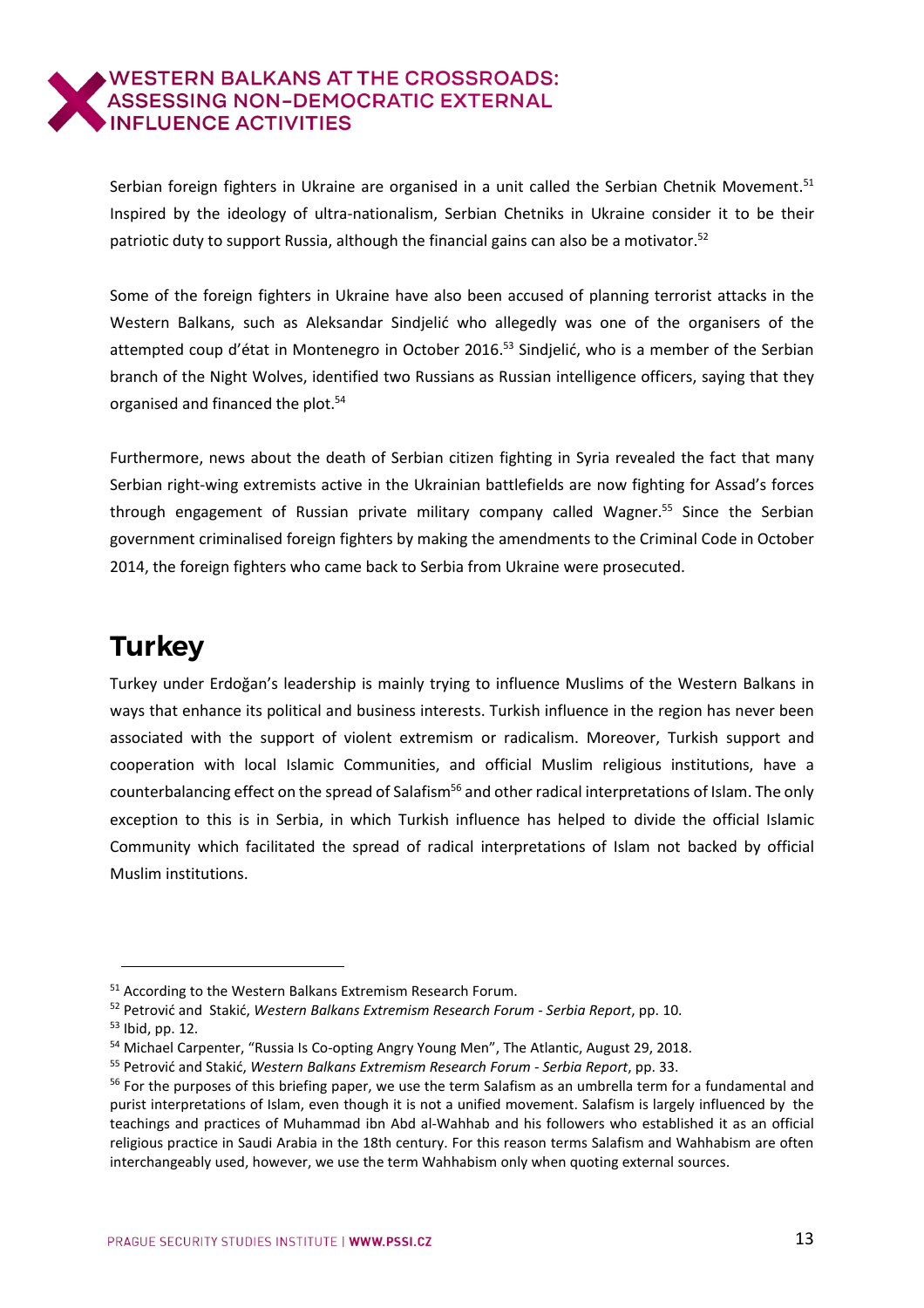Serbian foreign fighters in Ukraine are organised in a unit called the Serbian Chetnik Movement.[51] Inspired by the ideology of ultra-nationalism, Serbian Chetniks in Ukraine consider it to be their patriotic duty to support Russia, although the financial gains can also be a motivator.[52]

Some of the foreign fighters in Ukraine have also been accused of planning terrorist attacks in the Western Balkans, such as Aleksandar Sindjelić who allegedly was one of the organisers of the attempted coup d'état in Montenegro in October 2016.[53] Sindjelić, who is a member of the Serbian branch of the Night Wolves, identified two Russians as Russian intelligence officers, saying that they organised and financed the plot.[54]

Furthermore, news about the death of Serbian citizen fighting in Syria revealed the fact that many Serbian right-wing extremists active in the Ukrainian battlefields are now fighting for Assad's forces through engagement of Russian private military company called Wagner.[55] Since the Serbian government criminalised foreign fighters by making the amendments to the Criminal Code in October 2014, the foreign fighters who came back to Serbia from Ukraine were prosecuted.

## Turkey

Turkey under Erdoğan's leadership is mainly trying to influence Muslims of the Western Balkans in ways that enhance its political and business interests. Turkish influence in the region has never been associated with the support of violent extremism or radicalism. Moreover, Turkish support and cooperation with local Islamic Communities, and official Muslim religious institutions, have a counterbalancing effect on the spread of Salafism[56] and other radical interpretations of Islam. The only exception to this is in Serbia, in which Turkish influence has helped to divide the official Islamic Community which facilitated the spread of radical interpretations of Islam not backed by official Muslim institutions.

---

[51] According to the Western Balkans Extremism Research Forum.

[52] Petrović and Stakić, *Western Balkans Extremism Research Forum - Serbia Report*, pp. 10.

[53] Ibid, pp. 12.

[54] Michael Carpenter, "Russia Is Co-opting Angry Young Men", The Atlantic, August 29, 2018.

[55] Petrović and Stakić, *Western Balkans Extremism Research Forum - Serbia Report*, pp. 33.

[56] For the purposes of this briefing paper, we use the term Salafism as an umbrella term for a fundamental and purist interpretations of Islam, even though it is not a unified movement. Salafism is largely influenced by the teachings and practices of Muhammad ibn Abd al-Wahhab and his followers who established it as an official religious practice in Saudi Arabia in the 18th century. For this reason terms Salafism and Wahhabism are often interchangeably used, however, we use the term Wahhabism only when quoting external sources.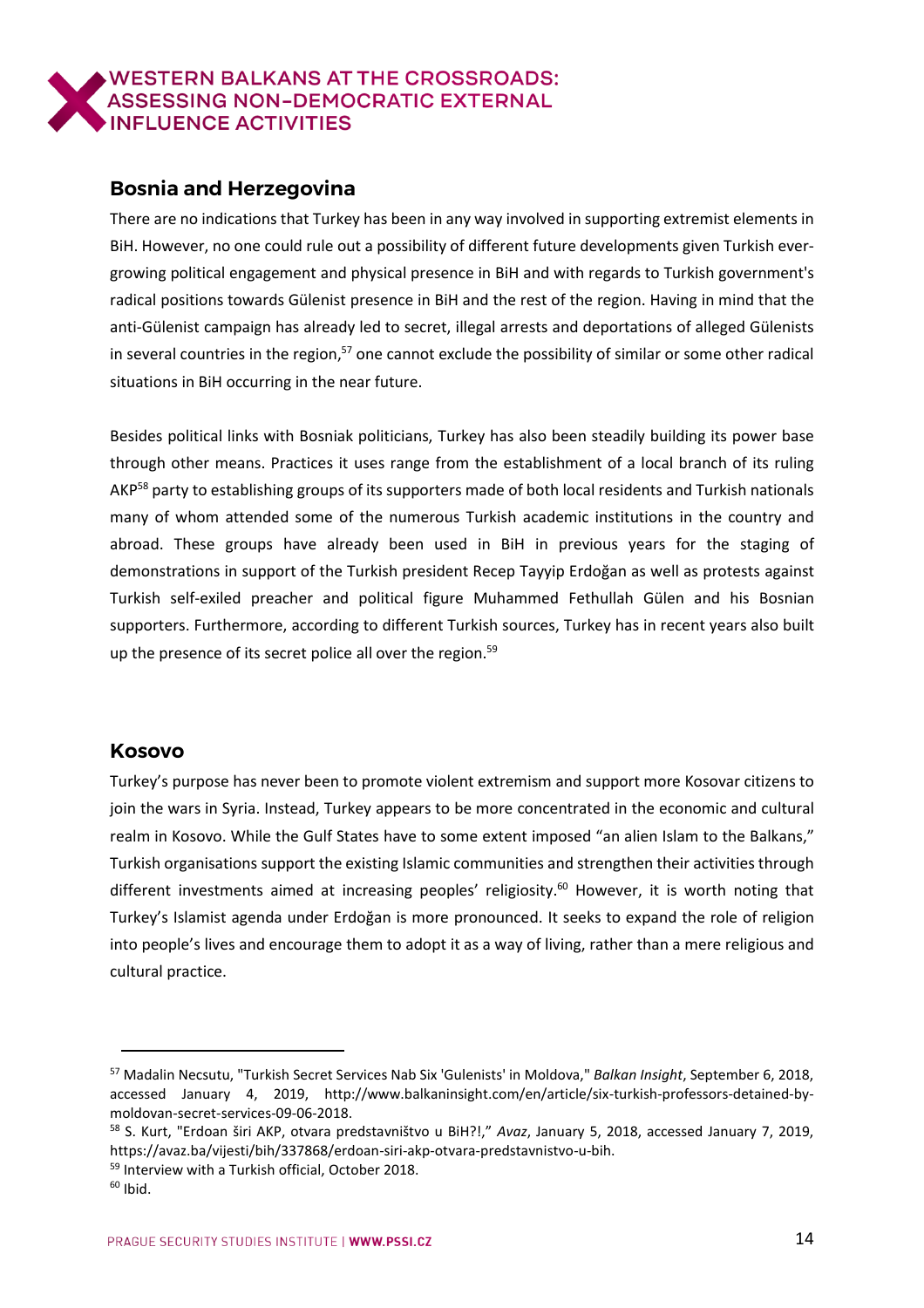## Bosnia and Herzegovina

There are no indications that Turkey has been in any way involved in supporting extremist elements in BiH. However, no one could rule out a possibility of different future developments given Turkish ever-growing political engagement and physical presence in BiH and with regards to Turkish government's radical positions towards Gülenist presence in BiH and the rest of the region. Having in mind that the anti-Gülenist campaign has already led to secret, illegal arrests and deportations of alleged Gülenists in several countries in the region,[57] one cannot exclude the possibility of similar or some other radical situations in BiH occurring in the near future.

Besides political links with Bosniak politicians, Turkey has also been steadily building its power base through other means. Practices it uses range from the establishment of a local branch of its ruling AKP[58] party to establishing groups of its supporters made of both local residents and Turkish nationals many of whom attended some of the numerous Turkish academic institutions in the country and abroad. These groups have already been used in BiH in previous years for the staging of demonstrations in support of the Turkish president Recep Tayyip Erdoğan as well as protests against Turkish self-exiled preacher and political figure Muhammed Fethullah Gülen and his Bosnian supporters. Furthermore, according to different Turkish sources, Turkey has in recent years also built up the presence of its secret police all over the region.[59]

## Kosovo

Turkey's purpose has never been to promote violent extremism and support more Kosovar citizens to join the wars in Syria. Instead, Turkey appears to be more concentrated in the economic and cultural realm in Kosovo. While the Gulf States have to some extent imposed "an alien Islam to the Balkans," Turkish organisations support the existing Islamic communities and strengthen their activities through different investments aimed at increasing peoples' religiosity.[60] However, it is worth noting that Turkey's Islamist agenda under Erdoğan is more pronounced. It seeks to expand the role of religion into people's lives and encourage them to adopt it as a way of living, rather than a mere religious and cultural practice.

---

[57] Madalin Necsutu, "Turkish Secret Services Nab Six 'Gulenists' in Moldova," *Balkan Insight*, September 6, 2018, accessed January 4, 2019, http://www.balkaninsight.com/en/article/six-turkish-professors-detained-by-moldovan-secret-services-09-06-2018.

[58] S. Kurt, "Erdoan širi AKP, otvara predstavništvo u BiH?!," *Avaz*, January 5, 2018, accessed January 7, 2019, https://avaz.ba/vijesti/bih/337868/erdoan-siri-akp-otvara-predstavnistvo-u-bih.

[59] Interview with a Turkish official, October 2018.

[60] Ibid.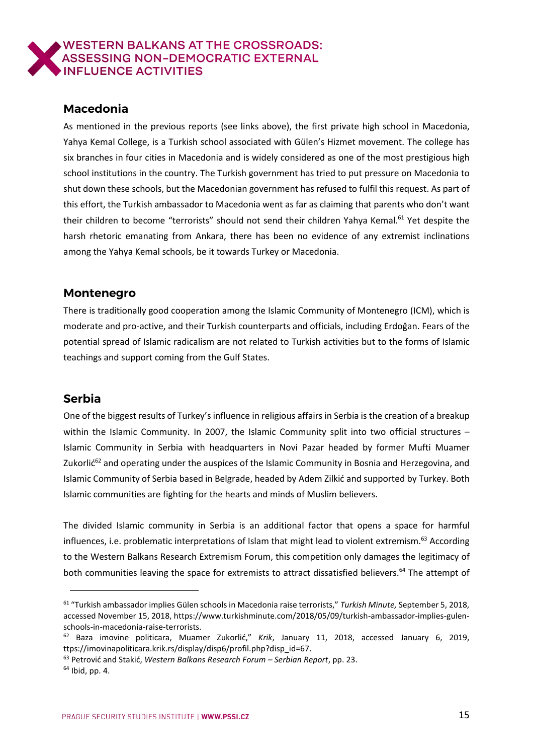## Macedonia

As mentioned in the previous reports (see links above), the first private high school in Macedonia, Yahya Kemal College, is a Turkish school associated with Gülen's Hizmet movement. The college has six branches in four cities in Macedonia and is widely considered as one of the most prestigious high school institutions in the country. The Turkish government has tried to put pressure on Macedonia to shut down these schools, but the Macedonian government has refused to fulfil this request. As part of this effort, the Turkish ambassador to Macedonia went as far as claiming that parents who don't want their children to become "terrorists" should not send their children Yahya Kemal.[61] Yet despite the harsh rhetoric emanating from Ankara, there has been no evidence of any extremist inclinations among the Yahya Kemal schools, be it towards Turkey or Macedonia.

## Montenegro

There is traditionally good cooperation among the Islamic Community of Montenegro (ICM), which is moderate and pro-active, and their Turkish counterparts and officials, including Erdoğan. Fears of the potential spread of Islamic radicalism are not related to Turkish activities but to the forms of Islamic teachings and support coming from the Gulf States.

## Serbia

One of the biggest results of Turkey's influence in religious affairs in Serbia is the creation of a breakup within the Islamic Community. In 2007, the Islamic Community split into two official structures – Islamic Community in Serbia with headquarters in Novi Pazar headed by former Mufti Muamer Zukorlić[62] and operating under the auspices of the Islamic Community in Bosnia and Herzegovina, and Islamic Community of Serbia based in Belgrade, headed by Adem Zilkić and supported by Turkey. Both Islamic communities are fighting for the hearts and minds of Muslim believers.

The divided Islamic community in Serbia is an additional factor that opens a space for harmful influences, i.e. problematic interpretations of Islam that might lead to violent extremism.[63] According to the Western Balkans Research Extremism Forum, this competition only damages the legitimacy of both communities leaving the space for extremists to attract dissatisfied believers.[64] The attempt of

---

[61] "Turkish ambassador implies Gülen schools in Macedonia raise terrorists," *Turkish Minute*, September 5, 2018, accessed November 15, 2018, https://www.turkishminute.com/2018/05/09/turkish-ambassador-implies-gulen-schools-in-macedonia-raise-terrorists.

[62] Baza imovine politicara, Muamer Zukorlić," *Krik*, January 11, 2018, accessed January 6, 2019, ttps://imovinapoliticara.krik.rs/display/disp6/profil.php?disp_id=67.

[63] Petrović and Stakić, *Western Balkans Research Forum – Serbian Report*, pp. 23.

[64] Ibid, pp. 4.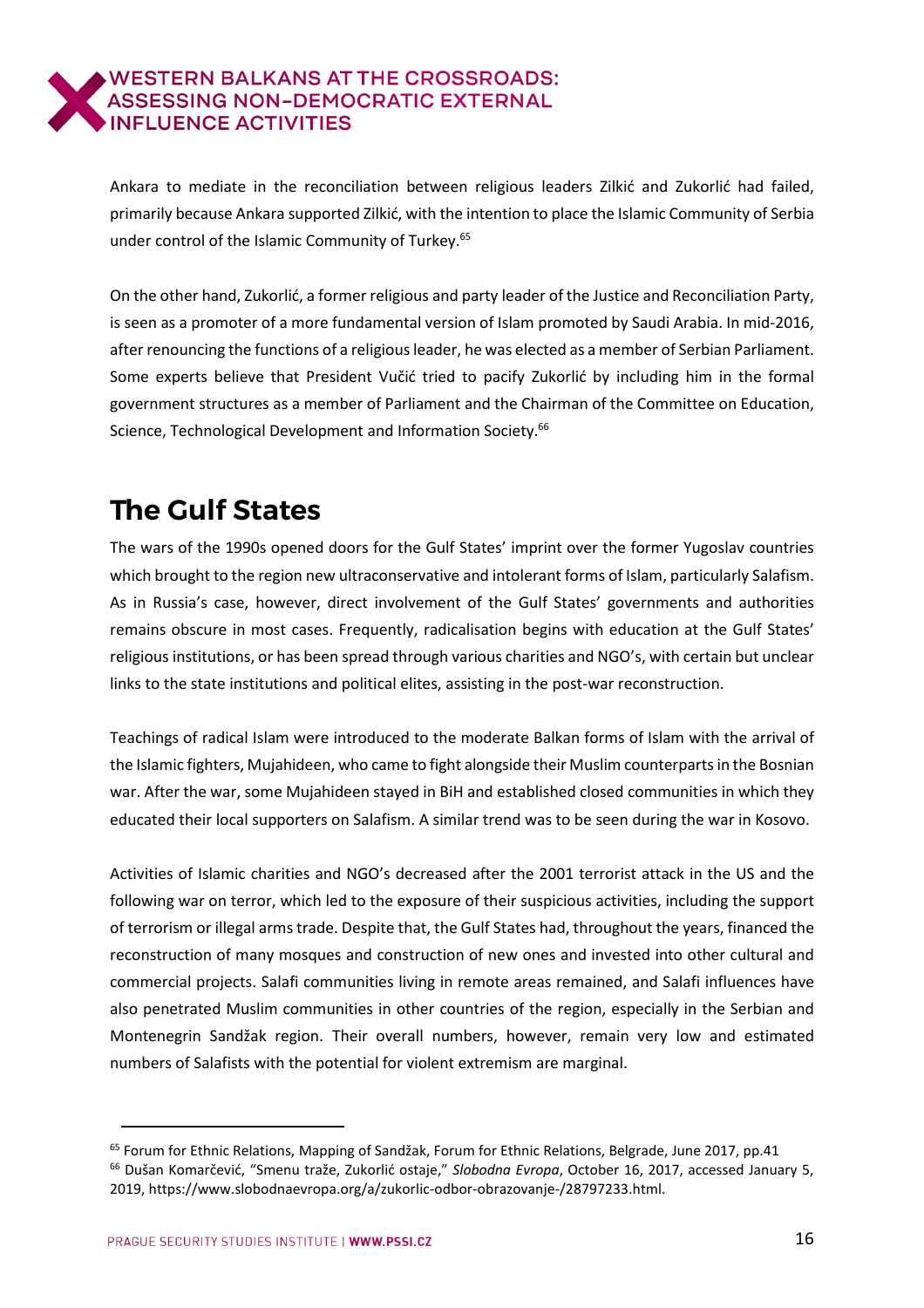Ankara to mediate in the reconciliation between religious leaders Zilkić and Zukorlić had failed, primarily because Ankara supported Zilkić, with the intention to place the Islamic Community of Serbia under control of the Islamic Community of Turkey.[65]

On the other hand, Zukorlić, a former religious and party leader of the Justice and Reconciliation Party, is seen as a promoter of a more fundamental version of Islam promoted by Saudi Arabia. In mid-2016, after renouncing the functions of a religious leader, he was elected as a member of Serbian Parliament. Some experts believe that President Vučić tried to pacify Zukorlić by including him in the formal government structures as a member of Parliament and the Chairman of the Committee on Education, Science, Technological Development and Information Society.[66]

## The Gulf States

The wars of the 1990s opened doors for the Gulf States' imprint over the former Yugoslav countries which brought to the region new ultraconservative and intolerant forms of Islam, particularly Salafism. As in Russia's case, however, direct involvement of the Gulf States' governments and authorities remains obscure in most cases. Frequently, radicalisation begins with education at the Gulf States' religious institutions, or has been spread through various charities and NGO's, with certain but unclear links to the state institutions and political elites, assisting in the post-war reconstruction.

Teachings of radical Islam were introduced to the moderate Balkan forms of Islam with the arrival of the Islamic fighters, Mujahideen, who came to fight alongside their Muslim counterparts in the Bosnian war. After the war, some Mujahideen stayed in BiH and established closed communities in which they educated their local supporters on Salafism. A similar trend was to be seen during the war in Kosovo.

Activities of Islamic charities and NGO's decreased after the 2001 terrorist attack in the US and the following war on terror, which led to the exposure of their suspicious activities, including the support of terrorism or illegal arms trade. Despite that, the Gulf States had, throughout the years, financed the reconstruction of many mosques and construction of new ones and invested into other cultural and commercial projects. Salafi communities living in remote areas remained, and Salafi influences have also penetrated Muslim communities in other countries of the region, especially in the Serbian and Montenegrin Sandžak region. Their overall numbers, however, remain very low and estimated numbers of Salafists with the potential for violent extremism are marginal.

---

[65] Forum for Ethnic Relations, Mapping of Sandžak, Forum for Ethnic Relations, Belgrade, June 2017, pp.41

[66] Dušan Komarčević, "Smenu traže, Zukorlić ostaje," *Slobodna Evropa*, October 16, 2017, accessed January 5, 2019, https://www.slobodnaevropa.org/a/zukorlic-odbor-obrazovanje-/28797233.html.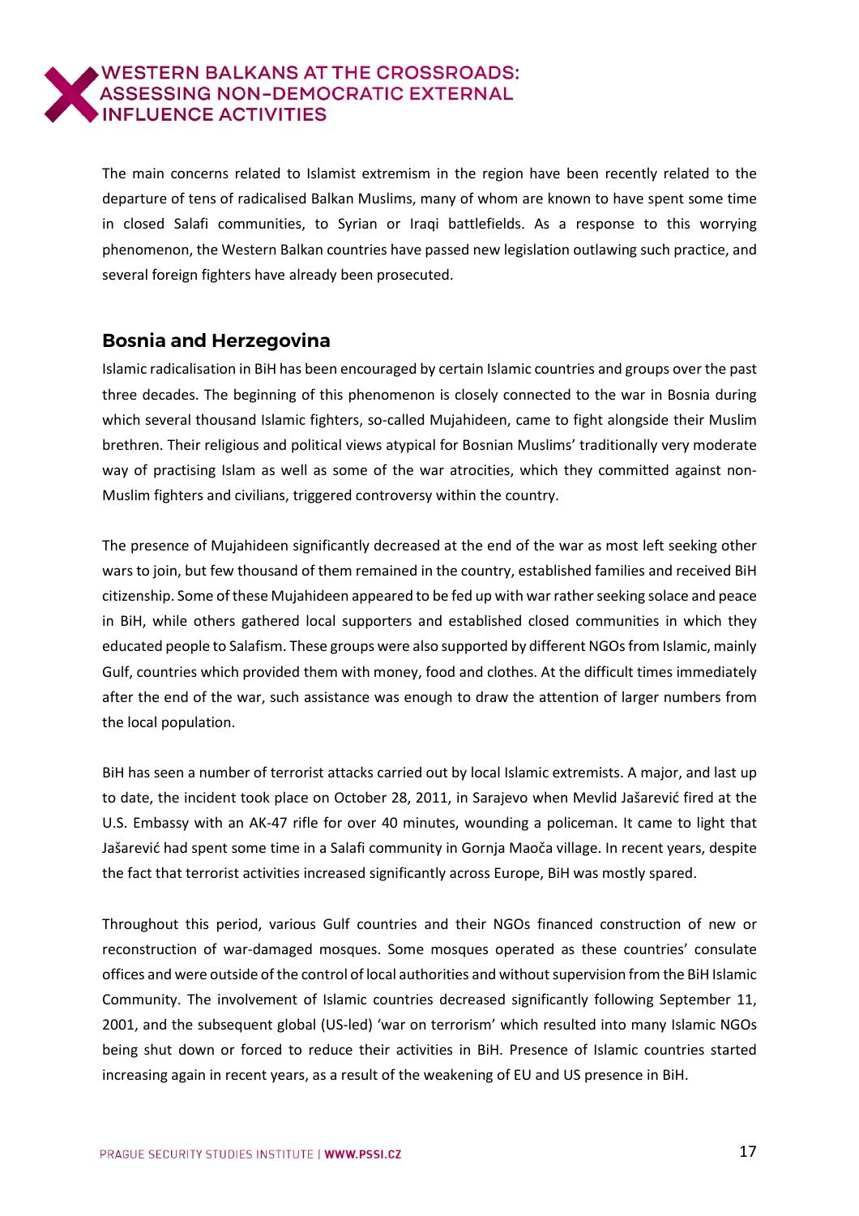The main concerns related to Islamist extremism in the region have been recently related to the departure of tens of radicalised Balkan Muslims, many of whom are known to have spent some time in closed Salafi communities, to Syrian or Iraqi battlefields. As a response to this worrying phenomenon, the Western Balkan countries have passed new legislation outlawing such practice, and several foreign fighters have already been prosecuted.

## Bosnia and Herzegovina

Islamic radicalisation in BiH has been encouraged by certain Islamic countries and groups over the past three decades. The beginning of this phenomenon is closely connected to the war in Bosnia during which several thousand Islamic fighters, so-called Mujahideen, came to fight alongside their Muslim brethren. Their religious and political views atypical for Bosnian Muslims' traditionally very moderate way of practising Islam as well as some of the war atrocities, which they committed against non-Muslim fighters and civilians, triggered controversy within the country.

The presence of Mujahideen significantly decreased at the end of the war as most left seeking other wars to join, but few thousand of them remained in the country, established families and received BiH citizenship. Some of these Mujahideen appeared to be fed up with war rather seeking solace and peace in BiH, while others gathered local supporters and established closed communities in which they educated people to Salafism. These groups were also supported by different NGOs from Islamic, mainly Gulf, countries which provided them with money, food and clothes. At the difficult times immediately after the end of the war, such assistance was enough to draw the attention of larger numbers from the local population.

BiH has seen a number of terrorist attacks carried out by local Islamic extremists. A major, and last up to date, the incident took place on October 28, 2011, in Sarajevo when Mevlid Jašarević fired at the U.S. Embassy with an AK-47 rifle for over 40 minutes, wounding a policeman. It came to light that Jašarević had spent some time in a Salafi community in Gornja Maoča village. In recent years, despite the fact that terrorist activities increased significantly across Europe, BiH was mostly spared.

Throughout this period, various Gulf countries and their NGOs financed construction of new or reconstruction of war-damaged mosques. Some mosques operated as these countries' consulate offices and were outside of the control of local authorities and without supervision from the BiH Islamic Community. The involvement of Islamic countries decreased significantly following September 11, 2001, and the subsequent global (US-led) 'war on terrorism' which resulted into many Islamic NGOs being shut down or forced to reduce their activities in BiH. Presence of Islamic countries started increasing again in recent years, as a result of the weakening of EU and US presence in BiH.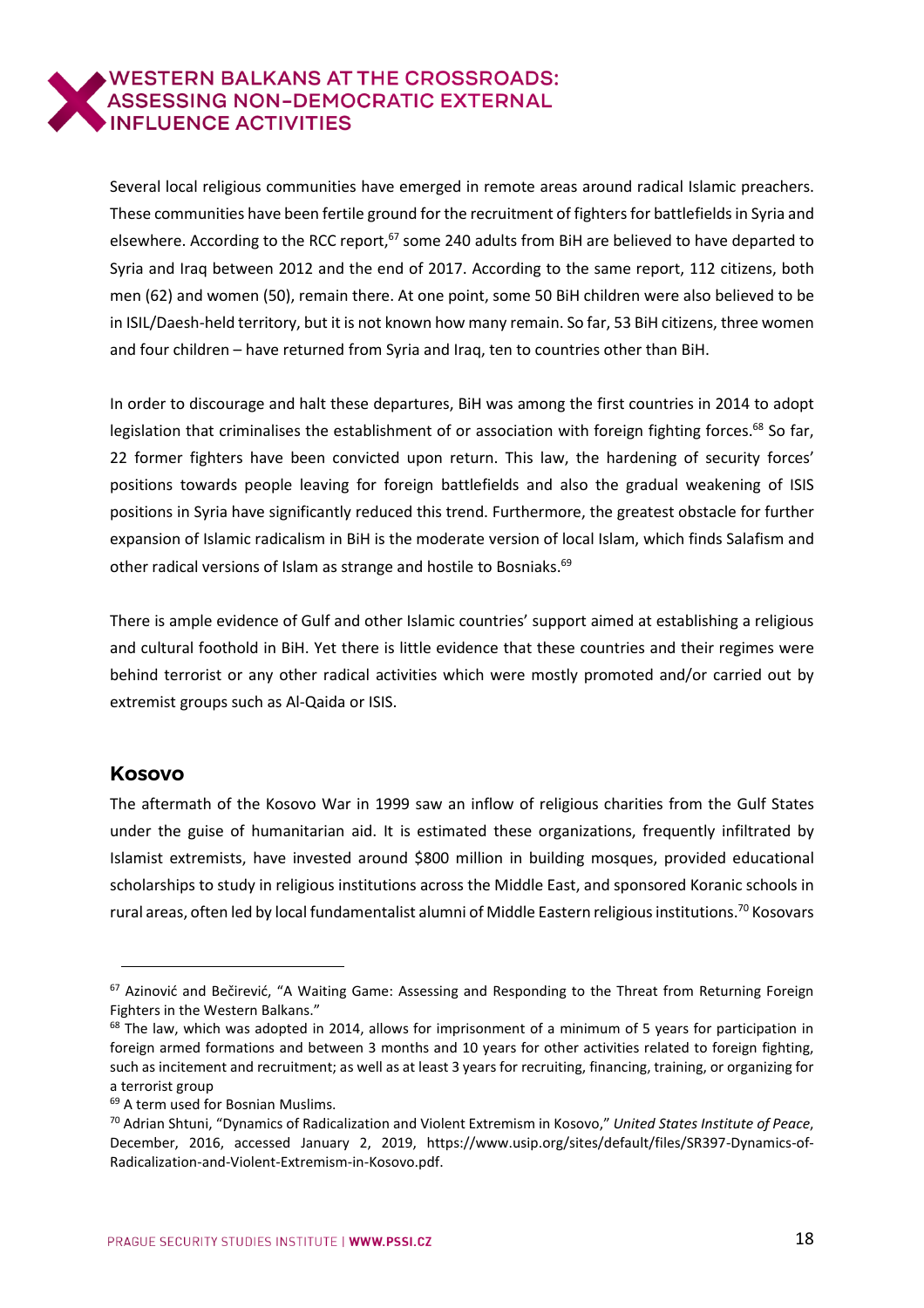Several local religious communities have emerged in remote areas around radical Islamic preachers. These communities have been fertile ground for the recruitment of fighters for battlefields in Syria and elsewhere. According to the RCC report,[67] some 240 adults from BiH are believed to have departed to Syria and Iraq between 2012 and the end of 2017. According to the same report, 112 citizens, both men (62) and women (50), remain there. At one point, some 50 BiH children were also believed to be in ISIL/Daesh-held territory, but it is not known how many remain. So far, 53 BiH citizens, three women and four children – have returned from Syria and Iraq, ten to countries other than BiH.

In order to discourage and halt these departures, BiH was among the first countries in 2014 to adopt legislation that criminalises the establishment of or association with foreign fighting forces.[68] So far, 22 former fighters have been convicted upon return. This law, the hardening of security forces' positions towards people leaving for foreign battlefields and also the gradual weakening of ISIS positions in Syria have significantly reduced this trend. Furthermore, the greatest obstacle for further expansion of Islamic radicalism in BiH is the moderate version of local Islam, which finds Salafism and other radical versions of Islam as strange and hostile to Bosniaks.[69]

There is ample evidence of Gulf and other Islamic countries' support aimed at establishing a religious and cultural foothold in BiH. Yet there is little evidence that these countries and their regimes were behind terrorist or any other radical activities which were mostly promoted and/or carried out by extremist groups such as Al-Qaida or ISIS.

## Kosovo

The aftermath of the Kosovo War in 1999 saw an inflow of religious charities from the Gulf States under the guise of humanitarian aid. It is estimated these organizations, frequently infiltrated by Islamist extremists, have invested around $800 million in building mosques, provided educational scholarships to study in religious institutions across the Middle East, and sponsored Koranic schools in rural areas, often led by local fundamentalist alumni of Middle Eastern religious institutions.[70] Kosovars

---

[67] Azinović and Bečirević, "A Waiting Game: Assessing and Responding to the Threat from Returning Foreign Fighters in the Western Balkans."

[68] The law, which was adopted in 2014, allows for imprisonment of a minimum of 5 years for participation in foreign armed formations and between 3 months and 10 years for other activities related to foreign fighting, such as incitement and recruitment; as well as at least 3 years for recruiting, financing, training, or organizing for a terrorist group

[69] A term used for Bosnian Muslims.

[70] Adrian Shtuni, "Dynamics of Radicalization and Violent Extremism in Kosovo," *United States Institute of Peace*, December, 2016, accessed January 2, 2019, https://www.usip.org/sites/default/files/SR397-Dynamics-of-Radicalization-and-Violent-Extremism-in-Kosovo.pdf.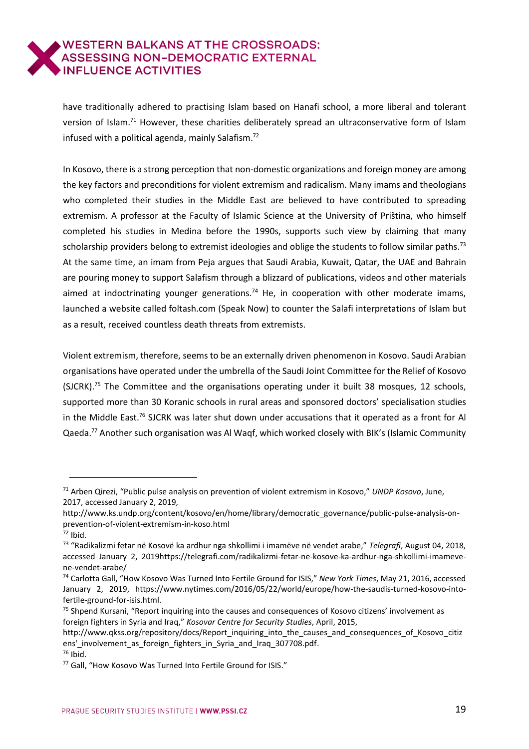have traditionally adhered to practising Islam based on Hanafi school, a more liberal and tolerant version of Islam.[71] However, these charities deliberately spread an ultraconservative form of Islam infused with a political agenda, mainly Salafism.[72]

In Kosovo, there is a strong perception that non-domestic organizations and foreign money are among the key factors and preconditions for violent extremism and radicalism. Many imams and theologians who completed their studies in the Middle East are believed to have contributed to spreading extremism. A professor at the Faculty of Islamic Science at the University of Priština, who himself completed his studies in Medina before the 1990s, supports such view by claiming that many scholarship providers belong to extremist ideologies and oblige the students to follow similar paths.[73] At the same time, an imam from Peja argues that Saudi Arabia, Kuwait, Qatar, the UAE and Bahrain are pouring money to support Salafism through a blizzard of publications, videos and other materials aimed at indoctrinating younger generations.[74] He, in cooperation with other moderate imams, launched a website called foltash.com (Speak Now) to counter the Salafi interpretations of Islam but as a result, received countless death threats from extremists.

Violent extremism, therefore, seems to be an externally driven phenomenon in Kosovo. Saudi Arabian organisations have operated under the umbrella of the Saudi Joint Committee for the Relief of Kosovo (SJCRK).[75] The Committee and the organisations operating under it built 38 mosques, 12 schools, supported more than 30 Koranic schools in rural areas and sponsored doctors' specialisation studies in the Middle East.[76] SJCRK was later shut down under accusations that it operated as a front for Al Qaeda.[77] Another such organisation was Al Waqf, which worked closely with BIK's (Islamic Community

---

[71] Arben Qirezi, "Public pulse analysis on prevention of violent extremism in Kosovo," *UNDP Kosovo*, June, 2017, accessed January 2, 2019, http://www.ks.undp.org/content/kosovo/en/home/library/democratic_governance/public-pulse-analysis-on-prevention-of-violent-extremism-in-koso.html

[72] Ibid.

[73] "Radikalizmi fetar në Kosovë ka ardhur nga shkollimi i imamëve në vendet arabe," *Telegrafi*, August 04, 2018, accessed January 2, 2019https://telegrafi.com/radikalizmi-fetar-ne-kosove-ka-ardhur-nga-shkollimi-imameve-ne-vendet-arabe/

[74] Carlotta Gall, "How Kosovo Was Turned Into Fertile Ground for ISIS," *New York Times*, May 21, 2016, accessed January 2, 2019, https://www.nytimes.com/2016/05/22/world/europe/how-the-saudis-turned-kosovo-into-fertile-ground-for-isis.html.

[75] Shpend Kursani, "Report inquiring into the causes and consequences of Kosovo citizens' involvement as foreign fighters in Syria and Iraq," *Kosovar Centre for Security Studies*, April, 2015, http://www.qkss.org/repository/docs/Report_inquiring_into_the_causes_and_consequences_of_Kosovo_citizens'_involvement_as_foreign_fighters_in_Syria_and_Iraq_307708.pdf.

[76] Ibid.

[77] Gall, "How Kosovo Was Turned Into Fertile Ground for ISIS."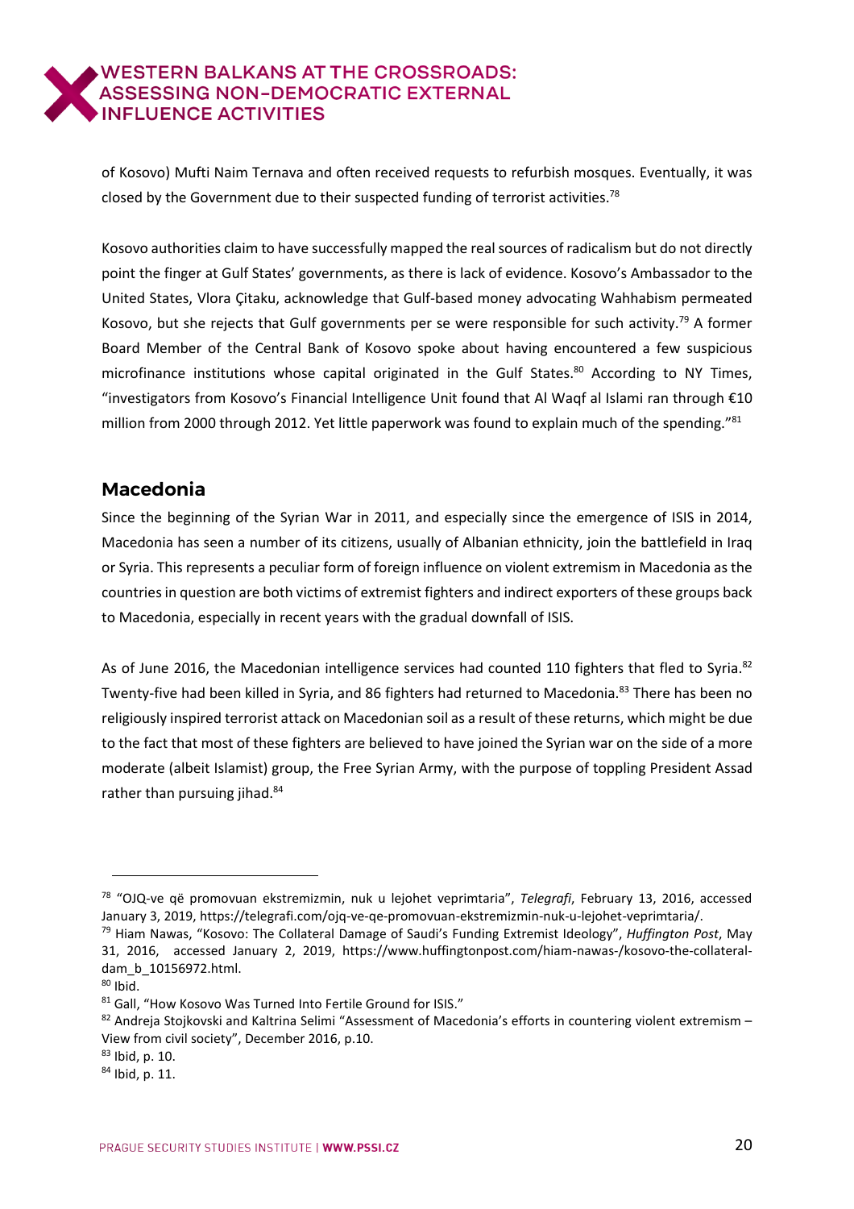of Kosovo) Mufti Naim Ternava and often received requests to refurbish mosques. Eventually, it was closed by the Government due to their suspected funding of terrorist activities.[78]

Kosovo authorities claim to have successfully mapped the real sources of radicalism but do not directly point the finger at Gulf States' governments, as there is lack of evidence. Kosovo's Ambassador to the United States, Vlora Çitaku, acknowledge that Gulf-based money advocating Wahhabism permeated Kosovo, but she rejects that Gulf governments per se were responsible for such activity.[79] A former Board Member of the Central Bank of Kosovo spoke about having encountered a few suspicious microfinance institutions whose capital originated in the Gulf States.[80] According to NY Times, "investigators from Kosovo's Financial Intelligence Unit found that Al Waqf al Islami ran through €10 million from 2000 through 2012. Yet little paperwork was found to explain much of the spending."[81]

## Macedonia

Since the beginning of the Syrian War in 2011, and especially since the emergence of ISIS in 2014, Macedonia has seen a number of its citizens, usually of Albanian ethnicity, join the battlefield in Iraq or Syria. This represents a peculiar form of foreign influence on violent extremism in Macedonia as the countries in question are both victims of extremist fighters and indirect exporters of these groups back to Macedonia, especially in recent years with the gradual downfall of ISIS.

As of June 2016, the Macedonian intelligence services had counted 110 fighters that fled to Syria.[82] Twenty-five had been killed in Syria, and 86 fighters had returned to Macedonia.[83] There has been no religiously inspired terrorist attack on Macedonian soil as a result of these returns, which might be due to the fact that most of these fighters are believed to have joined the Syrian war on the side of a more moderate (albeit Islamist) group, the Free Syrian Army, with the purpose of toppling President Assad rather than pursuing jihad.[84]

---

[78] "OJQ-ve që promovuan ekstremizmin, nuk u lejohet veprimtaria", *Telegrafi*, February 13, 2016, accessed January 3, 2019, https://telegrafi.com/ojq-ve-qe-promovuan-ekstremizmin-nuk-u-lejohet-veprimtaria/.

[79] Hiam Nawas, "Kosovo: The Collateral Damage of Saudi's Funding Extremist Ideology", *Huffington Post*, May 31, 2016, accessed January 2, 2019, https://www.huffingtonpost.com/hiam-nawas-/kosovo-the-collateral-dam_b_10156972.html.

[80] Ibid.

[81] Gall, "How Kosovo Was Turned Into Fertile Ground for ISIS."

[82] Andreja Stojkovski and Kaltrina Selimi "Assessment of Macedonia's efforts in countering violent extremism – View from civil society", December 2016, p.10.

[83] Ibid, p. 10.

[84] Ibid, p. 11.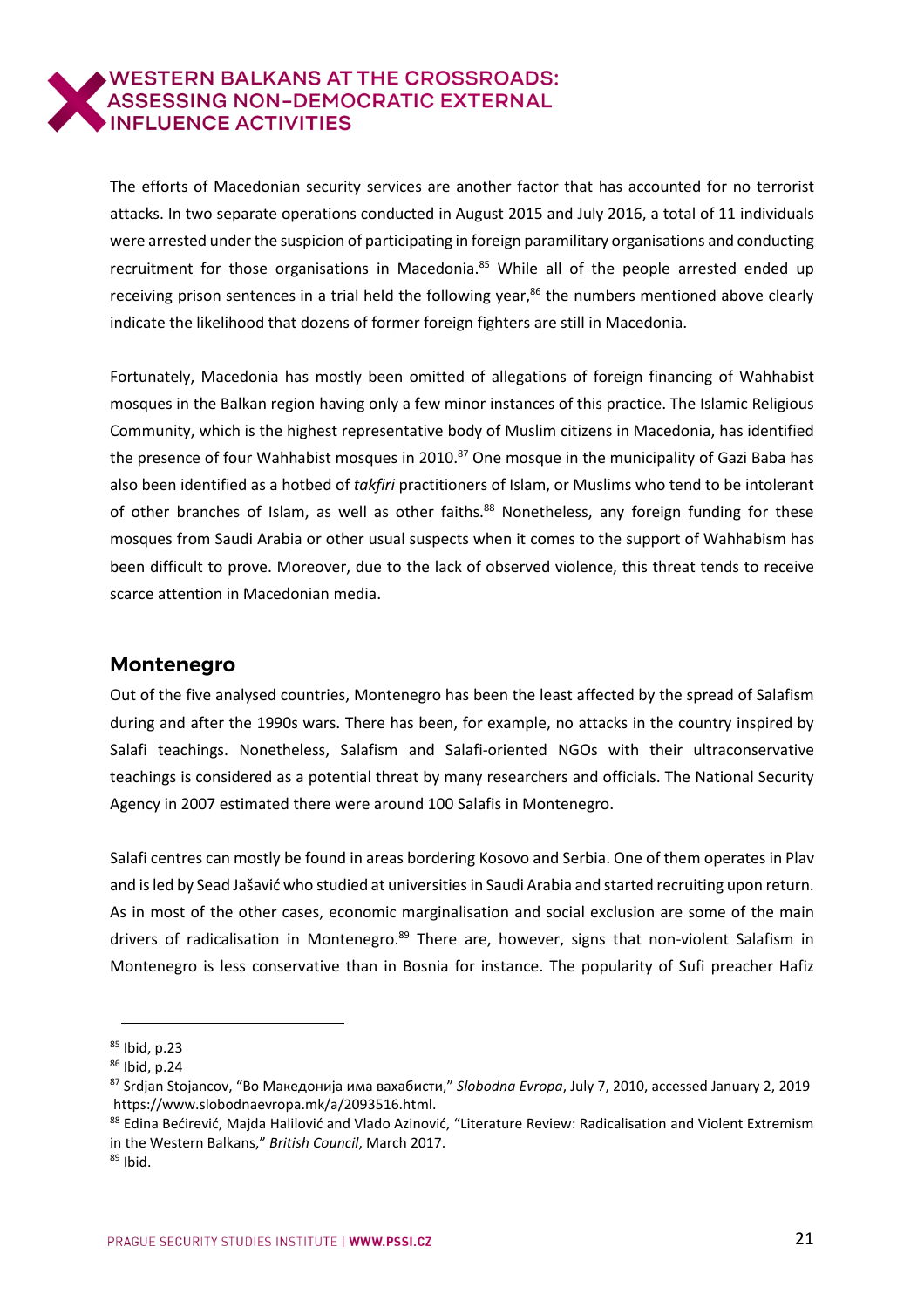The efforts of Macedonian security services are another factor that has accounted for no terrorist attacks. In two separate operations conducted in August 2015 and July 2016, a total of 11 individuals were arrested under the suspicion of participating in foreign paramilitary organisations and conducting recruitment for those organisations in Macedonia.[85] While all of the people arrested ended up receiving prison sentences in a trial held the following year,[86] the numbers mentioned above clearly indicate the likelihood that dozens of former foreign fighters are still in Macedonia.

Fortunately, Macedonia has mostly been omitted of allegations of foreign financing of Wahhabist mosques in the Balkan region having only a few minor instances of this practice. The Islamic Religious Community, which is the highest representative body of Muslim citizens in Macedonia, has identified the presence of four Wahhabist mosques in 2010.[87] One mosque in the municipality of Gazi Baba has also been identified as a hotbed of *takfiri* practitioners of Islam, or Muslims who tend to be intolerant of other branches of Islam, as well as other faiths.[88] Nonetheless, any foreign funding for these mosques from Saudi Arabia or other usual suspects when it comes to the support of Wahhabism has been difficult to prove. Moreover, due to the lack of observed violence, this threat tends to receive scarce attention in Macedonian media.

## Montenegro

Out of the five analysed countries, Montenegro has been the least affected by the spread of Salafism during and after the 1990s wars. There has been, for example, no attacks in the country inspired by Salafi teachings. Nonetheless, Salafism and Salafi-oriented NGOs with their ultraconservative teachings is considered as a potential threat by many researchers and officials. The National Security Agency in 2007 estimated there were around 100 Salafis in Montenegro.

Salafi centres can mostly be found in areas bordering Kosovo and Serbia. One of them operates in Plav and is led by Sead Jašavić who studied at universities in Saudi Arabia and started recruiting upon return. As in most of the other cases, economic marginalisation and social exclusion are some of the main drivers of radicalisation in Montenegro.[89] There are, however, signs that non-violent Salafism in Montenegro is less conservative than in Bosnia for instance. The popularity of Sufi preacher Hafiz

---

[85] Ibid, p.23

[86] Ibid, p.24

[87] Srdjan Stojancov, "Во Македонија има вахабисти," *Slobodna Evropa*, July 7, 2010, accessed January 2, 2019 https://www.slobodnaevropa.mk/a/2093516.html.

[88] Edina Bećirević, Majda Halilović and Vlado Azinović, "Literature Review: Radicalisation and Violent Extremism in the Western Balkans," *British Council*, March 2017.

[89] Ibid.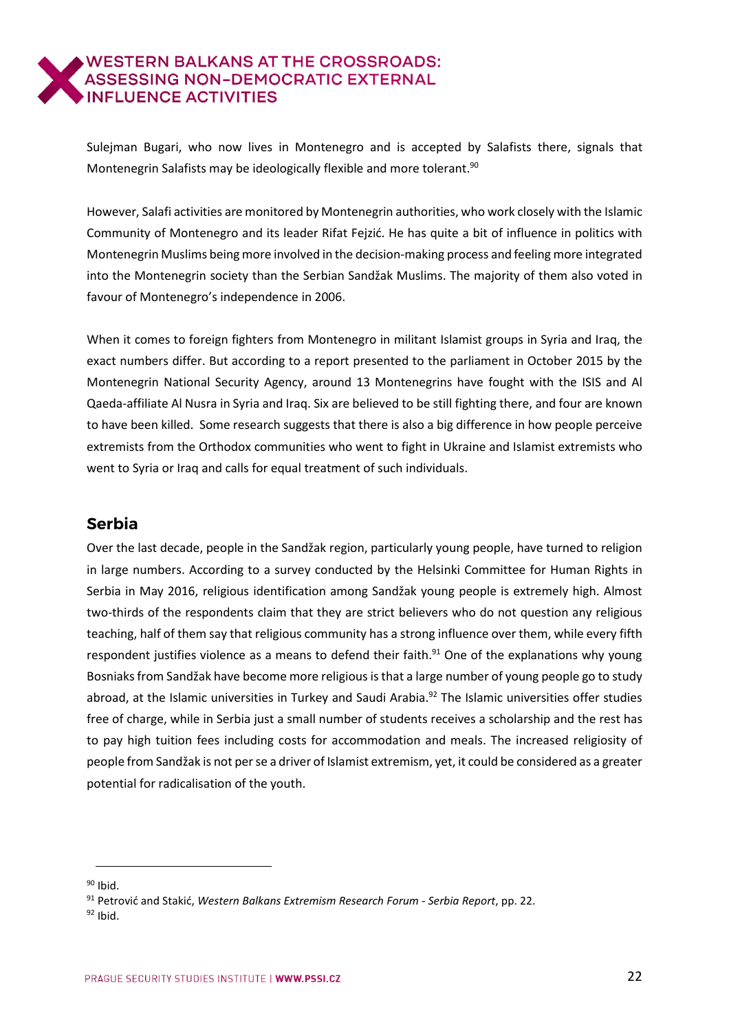Sulejman Bugari, who now lives in Montenegro and is accepted by Salafists there, signals that Montenegrin Salafists may be ideologically flexible and more tolerant.[90]

However, Salafi activities are monitored by Montenegrin authorities, who work closely with the Islamic Community of Montenegro and its leader Rifat Fejzić. He has quite a bit of influence in politics with Montenegrin Muslims being more involved in the decision-making process and feeling more integrated into the Montenegrin society than the Serbian Sandžak Muslims. The majority of them also voted in favour of Montenegro's independence in 2006.

When it comes to foreign fighters from Montenegro in militant Islamist groups in Syria and Iraq, the exact numbers differ. But according to a report presented to the parliament in October 2015 by the Montenegrin National Security Agency, around 13 Montenegrins have fought with the ISIS and Al Qaeda-affiliate Al Nusra in Syria and Iraq. Six are believed to be still fighting there, and four are known to have been killed. Some research suggests that there is also a big difference in how people perceive extremists from the Orthodox communities who went to fight in Ukraine and Islamist extremists who went to Syria or Iraq and calls for equal treatment of such individuals.

## Serbia

Over the last decade, people in the Sandžak region, particularly young people, have turned to religion in large numbers. According to a survey conducted by the Helsinki Committee for Human Rights in Serbia in May 2016, religious identification among Sandžak young people is extremely high. Almost two-thirds of the respondents claim that they are strict believers who do not question any religious teaching, half of them say that religious community has a strong influence over them, while every fifth respondent justifies violence as a means to defend their faith.[91] One of the explanations why young Bosniaks from Sandžak have become more religious is that a large number of young people go to study abroad, at the Islamic universities in Turkey and Saudi Arabia.[92] The Islamic universities offer studies free of charge, while in Serbia just a small number of students receives a scholarship and the rest has to pay high tuition fees including costs for accommodation and meals. The increased religiosity of people from Sandžak is not per se a driver of Islamist extremism, yet, it could be considered as a greater potential for radicalisation of the youth.

---

[90] Ibid.

[91] Petrović and Stakić, *Western Balkans Extremism Research Forum - Serbia Report*, pp. 22.

[92] Ibid.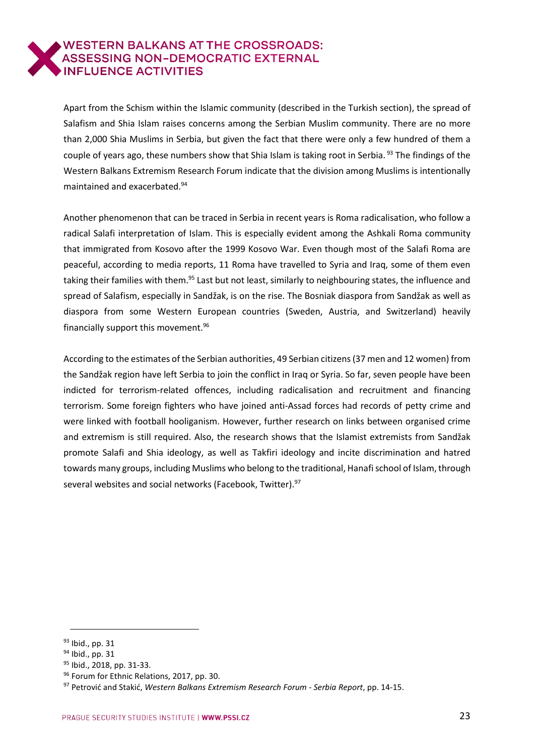Apart from the Schism within the Islamic community (described in the Turkish section), the spread of Salafism and Shia Islam raises concerns among the Serbian Muslim community. There are no more than 2,000 Shia Muslims in Serbia, but given the fact that there were only a few hundred of them a couple of years ago, these numbers show that Shia Islam is taking root in Serbia. [93] The findings of the Western Balkans Extremism Research Forum indicate that the division among Muslims is intentionally maintained and exacerbated.[94]

Another phenomenon that can be traced in Serbia in recent years is Roma radicalisation, who follow a radical Salafi interpretation of Islam. This is especially evident among the Ashkali Roma community that immigrated from Kosovo after the 1999 Kosovo War. Even though most of the Salafi Roma are peaceful, according to media reports, 11 Roma have travelled to Syria and Iraq, some of them even taking their families with them.[95] Last but not least, similarly to neighbouring states, the influence and spread of Salafism, especially in Sandžak, is on the rise. The Bosniak diaspora from Sandžak as well as diaspora from some Western European countries (Sweden, Austria, and Switzerland) heavily financially support this movement.[96]

According to the estimates of the Serbian authorities, 49 Serbian citizens (37 men and 12 women) from the Sandžak region have left Serbia to join the conflict in Iraq or Syria. So far, seven people have been indicted for terrorism-related offences, including radicalisation and recruitment and financing terrorism. Some foreign fighters who have joined anti-Assad forces had records of petty crime and were linked with football hooliganism. However, further research on links between organised crime and extremism is still required. Also, the research shows that the Islamist extremists from Sandžak promote Salafi and Shia ideology, as well as Takfiri ideology and incite discrimination and hatred towards many groups, including Muslims who belong to the traditional, Hanafi school of Islam, through several websites and social networks (Facebook, Twitter).[97]

---

[93] Ibid., pp. 31

[94] Ibid., pp. 31

[95] Ibid., 2018, pp. 31-33.

[96] Forum for Ethnic Relations, 2017, pp. 30.

[97] Petrović and Stakić, *Western Balkans Extremism Research Forum - Serbia Report*, pp. 14-15.